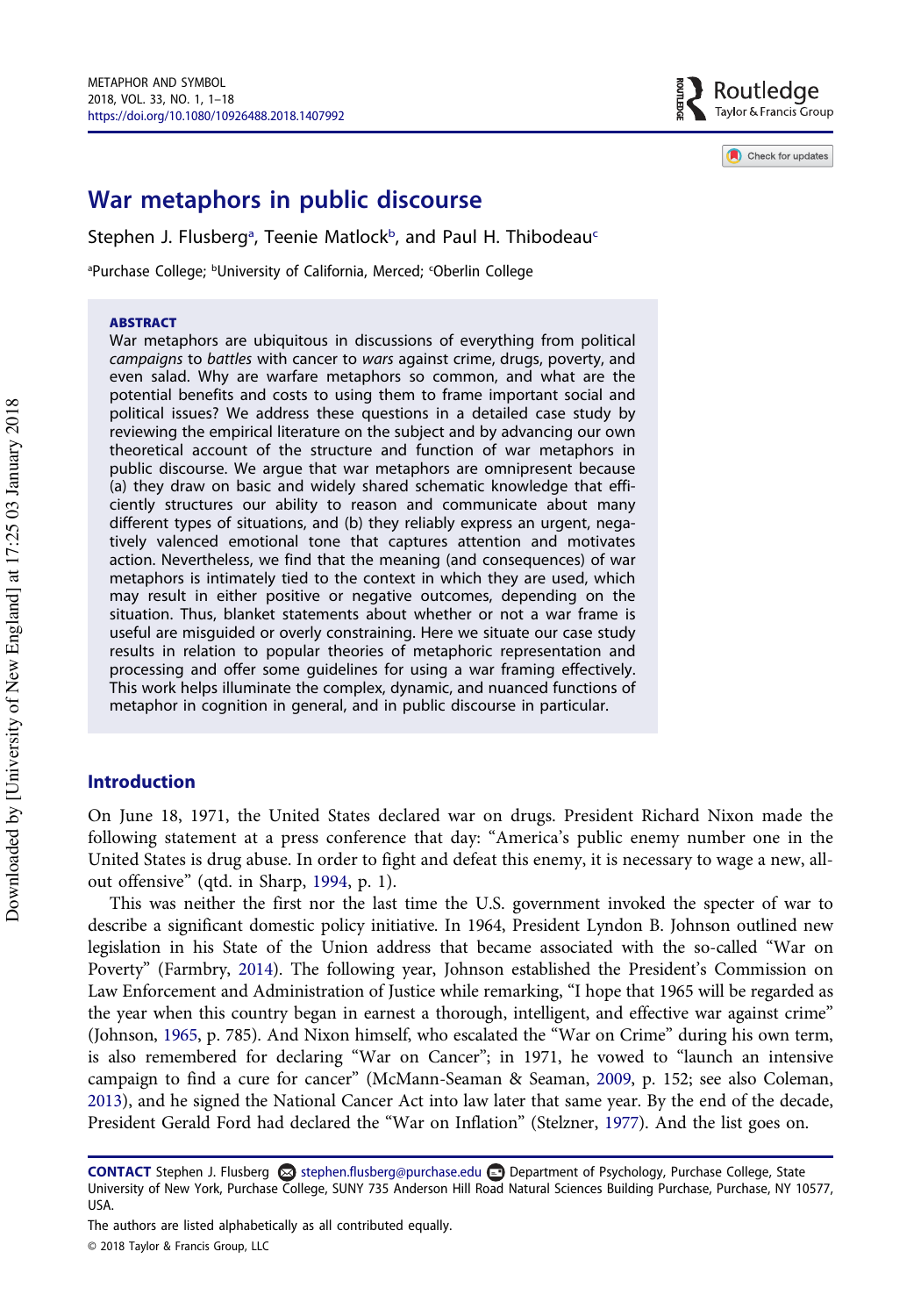# War metaphors in public discourse

Stephen J. Flusberg[a], Teenie Matlock[b], and Paul H. Thibodeau[c]

[a]Purchase College; [b]University of California, Merced; [c]Oberlin College

## ABSTRACT

War metaphors are ubiquitous in discussions of everything from political *campaigns* to *battles* with cancer to *wars* against crime, drugs, poverty, and even salad. Why are warfare metaphors so common, and what are the potential benefits and costs to using them to frame important social and political issues? We address these questions in a detailed case study by reviewing the empirical literature on the subject and by advancing our own theoretical account of the structure and function of war metaphors in public discourse. We argue that war metaphors are omnipresent because (a) they draw on basic and widely shared schematic knowledge that efficiently structures our ability to reason and communicate about many different types of situations, and (b) they reliably express an urgent, negatively valenced emotional tone that captures attention and motivates action. Nevertheless, we find that the meaning (and consequences) of war metaphors is intimately tied to the context in which they are used, which may result in either positive or negative outcomes, depending on the situation. Thus, blanket statements about whether or not a war frame is useful are misguided or overly constraining. Here we situate our case study results in relation to popular theories of metaphoric representation and processing and offer some guidelines for using a war framing effectively. This work helps illuminate the complex, dynamic, and nuanced functions of metaphor in cognition in general, and in public discourse in particular.

## Introduction

On June 18, 1971, the United States declared war on drugs. President Richard Nixon made the following statement at a press conference that day: "America's public enemy number one in the United States is drug abuse. In order to fight and defeat this enemy, it is necessary to wage a new, all-out offensive" (qtd. in Sharp, 1994, p. 1).

This was neither the first nor the last time the U.S. government invoked the specter of war to describe a significant domestic policy initiative. In 1964, President Lyndon B. Johnson outlined new legislation in his State of the Union address that became associated with the so-called "War on Poverty" (Farmbry, 2014). The following year, Johnson established the President's Commission on Law Enforcement and Administration of Justice while remarking, "I hope that 1965 will be regarded as the year when this country began in earnest a thorough, intelligent, and effective war against crime" (Johnson, 1965, p. 785). And Nixon himself, who escalated the "War on Crime" during his own term, is also remembered for declaring "War on Cancer"; in 1971, he vowed to "launch an intensive campaign to find a cure for cancer" (McMann-Seaman & Seaman, 2009, p. 152; see also Coleman, 2013), and he signed the National Cancer Act into law later that same year. By the end of the decade, President Gerald Ford had declared the "War on Inflation" (Stelzner, 1977). And the list goes on.

**CONTACT** Stephen J. Flusberg stephen.flusberg@purchase.edu Department of Psychology, Purchase College, State University of New York, Purchase College, SUNY 735 Anderson Hill Road Natural Sciences Building Purchase, Purchase, NY 10577, USA.

The authors are listed alphabetically as all contributed equally.

© 2018 Taylor & Francis Group, LLC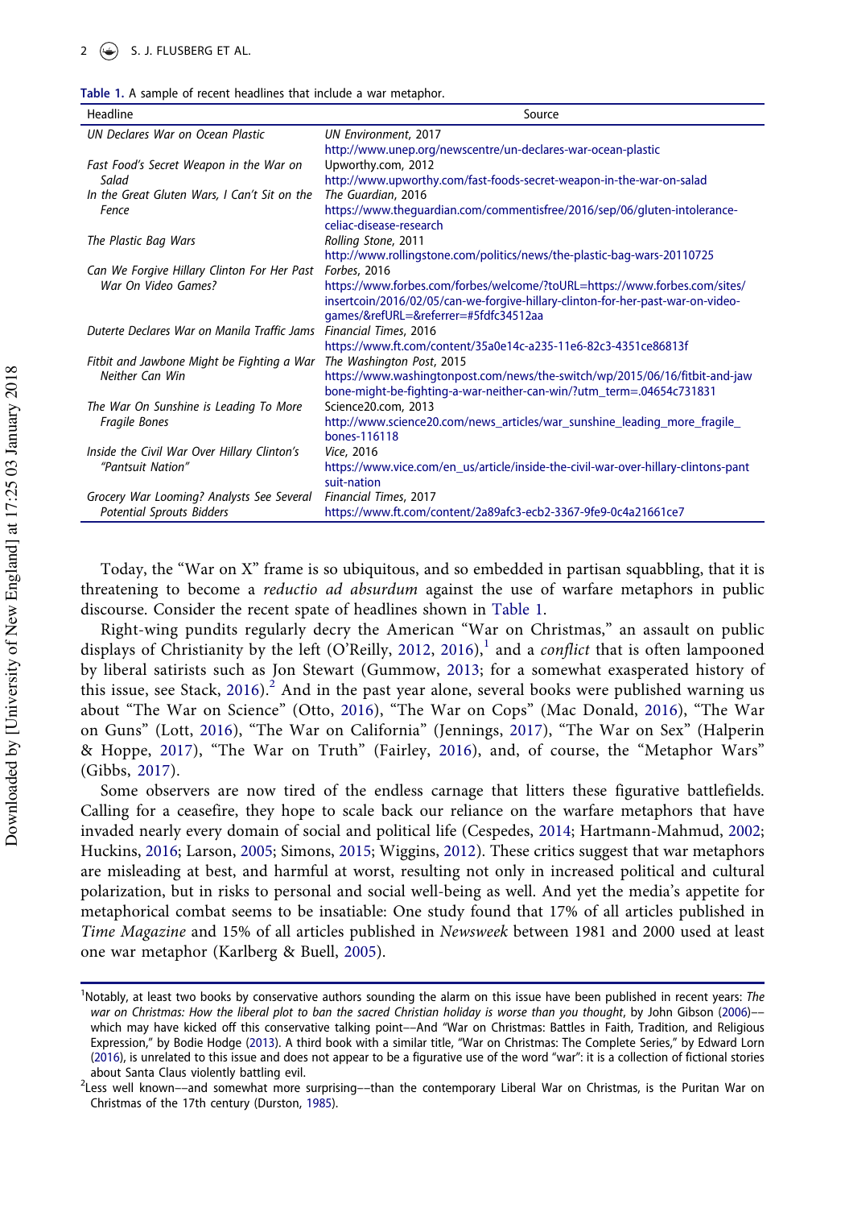**Table 1.** A sample of recent headlines that include a war metaphor.

| Headline | Source |
|---|---|
| *UN Declares War on Ocean Plastic* | *UN Environment*, 2017 http://www.unep.org/newscentre/un-declares-war-ocean-plastic |
| *Fast Food's Secret Weapon in the War on Salad* | Upworthy.com, 2012 http://www.upworthy.com/fast-foods-secret-weapon-in-the-war-on-salad |
| *In the Great Gluten Wars, I Can't Sit on the Fence* | *The Guardian*, 2016 https://www.theguardian.com/commentisfree/2016/sep/06/gluten-intolerance-celiac-disease-research |
| *The Plastic Bag Wars* | *Rolling Stone*, 2011 http://www.rollingstone.com/politics/news/the-plastic-bag-wars-20110725 |
| *Can We Forgive Hillary Clinton For Her Past War On Video Games?* | *Forbes*, 2016 https://www.forbes.com/forbes/welcome/?toURL=https://www.forbes.com/sites/insertcoin/2016/02/05/can-we-forgive-hillary-clinton-for-her-past-war-on-video-games/&refURL=&referrer=#5fdfc34512aa |
| *Duterte Declares War on Manila Traffic Jams* | *Financial Times*, 2016 https://www.ft.com/content/35a0e14c-a235-11e6-82c3-4351ce86813f |
| *Fitbit and Jawbone Might be Fighting a War Neither Can Win* | *The Washington Post*, 2015 https://www.washingtonpost.com/news/the-switch/wp/2015/06/16/fitbit-and-jawbone-might-be-fighting-a-war-neither-can-win/?utm_term=.04654c731831 |
| *The War On Sunshine is Leading To More Fragile Bones* | Science20.com, 2013 http://www.science20.com/news_articles/war_sunshine_leading_more_fragile_bones-116118 |
| *Inside the Civil War Over Hillary Clinton's "Pantsuit Nation"* | *Vice*, 2016 https://www.vice.com/en_us/article/inside-the-civil-war-over-hillary-clintons-pantsuit-nation |
| *Grocery War Looming? Analysts See Several Potential Sprouts Bidders* | *Financial Times*, 2017 https://www.ft.com/content/2a89afc3-ecb2-3367-9fe9-0c4a21661ce7 |

Today, the "War on X" frame is so ubiquitous, and so embedded in partisan squabbling, that it is threatening to become a *reductio ad absurdum* against the use of warfare metaphors in public discourse. Consider the recent spate of headlines shown in Table 1.

Right-wing pundits regularly decry the American "War on Christmas," an assault on public displays of Christianity by the left (O'Reilly, 2012, 2016),[1] and a *conflict* that is often lampooned by liberal satirists such as Jon Stewart (Gummow, 2013; for a somewhat exasperated history of this issue, see Stack, 2016).[2] And in the past year alone, several books were published warning us about "The War on Science" (Otto, 2016), "The War on Cops" (Mac Donald, 2016), "The War on Guns" (Lott, 2016), "The War on California" (Jennings, 2017), "The War on Sex" (Halperin & Hoppe, 2017), "The War on Truth" (Fairley, 2016), and, of course, the "Metaphor Wars" (Gibbs, 2017).

Some observers are now tired of the endless carnage that litters these figurative battlefields. Calling for a ceasefire, they hope to scale back our reliance on the warfare metaphors that have invaded nearly every domain of social and political life (Cespedes, 2014; Hartmann-Mahmud, 2002; Huckins, 2016; Larson, 2005; Simons, 2015; Wiggins, 2012). These critics suggest that war metaphors are misleading at best, and harmful at worst, resulting not only in increased political and cultural polarization, but in risks to personal and social well-being as well. And yet the media's appetite for metaphorical combat seems to be insatiable: One study found that 17% of all articles published in *Time Magazine* and 15% of all articles published in *Newsweek* between 1981 and 2000 used at least one war metaphor (Karlberg & Buell, 2005).

[1]Notably, at least two books by conservative authors sounding the alarm on this issue have been published in recent years: *The war on Christmas: How the liberal plot to ban the sacred Christian holiday is worse than you thought*, by John Gibson (2006)––which may have kicked off this conservative talking point––And "War on Christmas: Battles in Faith, Tradition, and Religious Expression," by Bodie Hodge (2013). A third book with a similar title, "War on Christmas: The Complete Series," by Edward Lorn (2016), is unrelated to this issue and does not appear to be a figurative use of the word "war": it is a collection of fictional stories about Santa Claus violently battling evil.

[2]Less well known––and somewhat more surprising––than the contemporary Liberal War on Christmas, is the Puritan War on Christmas of the 17th century (Durston, 1985).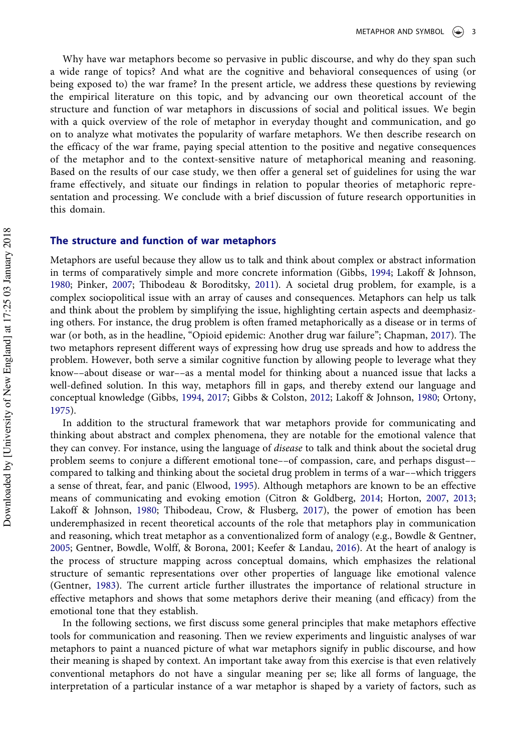Why have war metaphors become so pervasive in public discourse, and why do they span such a wide range of topics? And what are the cognitive and behavioral consequences of using (or being exposed to) the war frame? In the present article, we address these questions by reviewing the empirical literature on this topic, and by advancing our own theoretical account of the structure and function of war metaphors in discussions of social and political issues. We begin with a quick overview of the role of metaphor in everyday thought and communication, and go on to analyze what motivates the popularity of warfare metaphors. We then describe research on the efficacy of the war frame, paying special attention to the positive and negative consequences of the metaphor and to the context-sensitive nature of metaphorical meaning and reasoning. Based on the results of our case study, we then offer a general set of guidelines for using the war frame effectively, and situate our findings in relation to popular theories of metaphoric representation and processing. We conclude with a brief discussion of future research opportunities in this domain.

## The structure and function of war metaphors

Metaphors are useful because they allow us to talk and think about complex or abstract information in terms of comparatively simple and more concrete information (Gibbs, 1994; Lakoff & Johnson, 1980; Pinker, 2007; Thibodeau & Boroditsky, 2011). A societal drug problem, for example, is a complex sociopolitical issue with an array of causes and consequences. Metaphors can help us talk and think about the problem by simplifying the issue, highlighting certain aspects and deemphasizing others. For instance, the drug problem is often framed metaphorically as a disease or in terms of war (or both, as in the headline, "Opioid epidemic: Another drug war failure"; Chapman, 2017). The two metaphors represent different ways of expressing how drug use spreads and how to address the problem. However, both serve a similar cognitive function by allowing people to leverage what they know––about disease or war––as a mental model for thinking about a nuanced issue that lacks a well-defined solution. In this way, metaphors fill in gaps, and thereby extend our language and conceptual knowledge (Gibbs, 1994, 2017; Gibbs & Colston, 2012; Lakoff & Johnson, 1980; Ortony, 1975).

In addition to the structural framework that war metaphors provide for communicating and thinking about abstract and complex phenomena, they are notable for the emotional valence that they can convey. For instance, using the language of *disease* to talk and think about the societal drug problem seems to conjure a different emotional tone––of compassion, care, and perhaps disgust––compared to talking and thinking about the societal drug problem in terms of a war––which triggers a sense of threat, fear, and panic (Elwood, 1995). Although metaphors are known to be an effective means of communicating and evoking emotion (Citron & Goldberg, 2014; Horton, 2007, 2013; Lakoff & Johnson, 1980; Thibodeau, Crow, & Flusberg, 2017), the power of emotion has been underemphasized in recent theoretical accounts of the role that metaphors play in communication and reasoning, which treat metaphor as a conventionalized form of analogy (e.g., Bowdle & Gentner, 2005; Gentner, Bowdle, Wolff, & Borona, 2001; Keefer & Landau, 2016). At the heart of analogy is the process of structure mapping across conceptual domains, which emphasizes the relational structure of semantic representations over other properties of language like emotional valence (Gentner, 1983). The current article further illustrates the importance of relational structure in effective metaphors and shows that some metaphors derive their meaning (and efficacy) from the emotional tone that they establish.

In the following sections, we first discuss some general principles that make metaphors effective tools for communication and reasoning. Then we review experiments and linguistic analyses of war metaphors to paint a nuanced picture of what war metaphors signify in public discourse, and how their meaning is shaped by context. An important take away from this exercise is that even relatively conventional metaphors do not have a singular meaning per se; like all forms of language, the interpretation of a particular instance of a war metaphor is shaped by a variety of factors, such as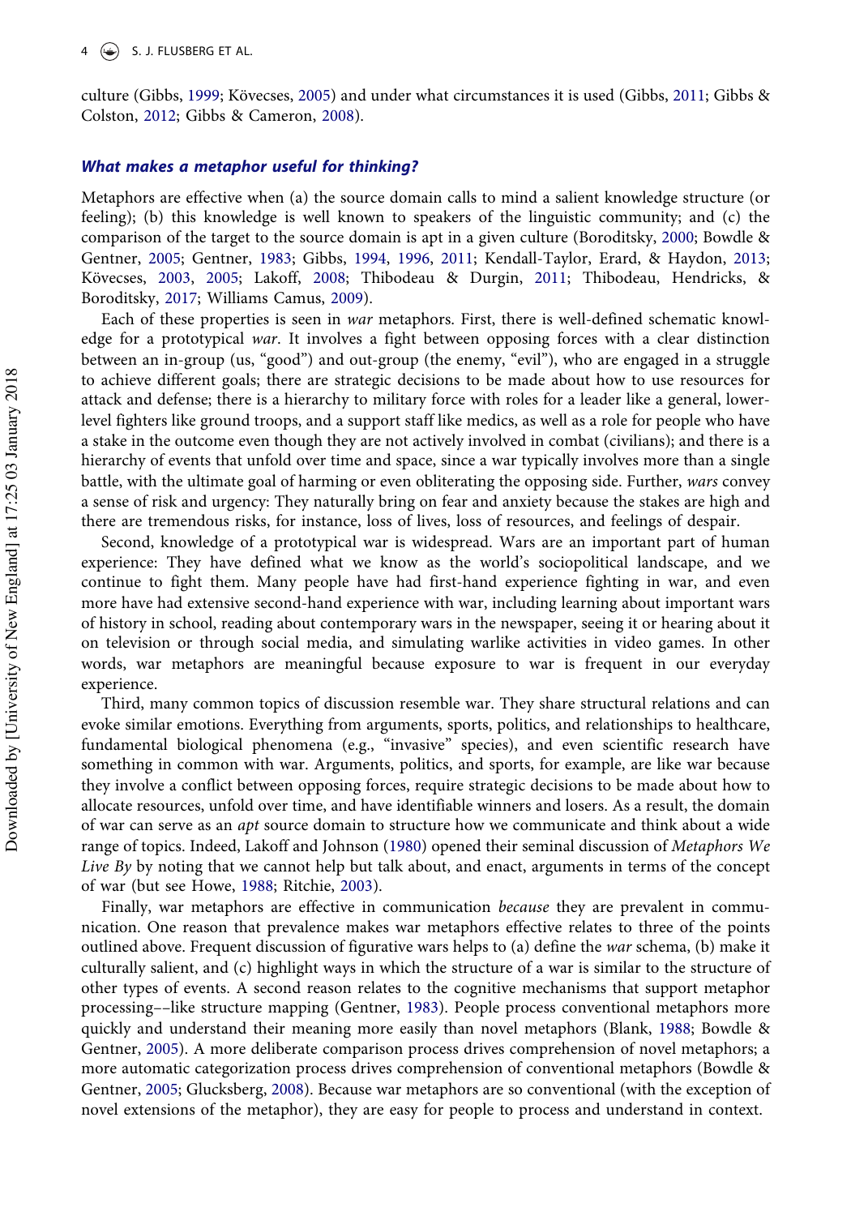culture (Gibbs, 1999; Kövecses, 2005) and under what circumstances it is used (Gibbs, 2011; Gibbs & Colston, 2012; Gibbs & Cameron, 2008).

### *What makes a metaphor useful for thinking?*

Metaphors are effective when (a) the source domain calls to mind a salient knowledge structure (or feeling); (b) this knowledge is well known to speakers of the linguistic community; and (c) the comparison of the target to the source domain is apt in a given culture (Boroditsky, 2000; Bowdle & Gentner, 2005; Gentner, 1983; Gibbs, 1994, 1996, 2011; Kendall-Taylor, Erard, & Haydon, 2013; Kövecses, 2003, 2005; Lakoff, 2008; Thibodeau & Durgin, 2011; Thibodeau, Hendricks, & Boroditsky, 2017; Williams Camus, 2009).

Each of these properties is seen in *war* metaphors. First, there is well-defined schematic knowledge for a prototypical *war*. It involves a fight between opposing forces with a clear distinction between an in-group (us, "good") and out-group (the enemy, "evil"), who are engaged in a struggle to achieve different goals; there are strategic decisions to be made about how to use resources for attack and defense; there is a hierarchy to military force with roles for a leader like a general, lower-level fighters like ground troops, and a support staff like medics, as well as a role for people who have a stake in the outcome even though they are not actively involved in combat (civilians); and there is a hierarchy of events that unfold over time and space, since a war typically involves more than a single battle, with the ultimate goal of harming or even obliterating the opposing side. Further, *wars* convey a sense of risk and urgency: They naturally bring on fear and anxiety because the stakes are high and there are tremendous risks, for instance, loss of lives, loss of resources, and feelings of despair.

Second, knowledge of a prototypical war is widespread. Wars are an important part of human experience: They have defined what we know as the world's sociopolitical landscape, and we continue to fight them. Many people have had first-hand experience fighting in war, and even more have had extensive second-hand experience with war, including learning about important wars of history in school, reading about contemporary wars in the newspaper, seeing it or hearing about it on television or through social media, and simulating warlike activities in video games. In other words, war metaphors are meaningful because exposure to war is frequent in our everyday experience.

Third, many common topics of discussion resemble war. They share structural relations and can evoke similar emotions. Everything from arguments, sports, politics, and relationships to healthcare, fundamental biological phenomena (e.g., "invasive" species), and even scientific research have something in common with war. Arguments, politics, and sports, for example, are like war because they involve a conflict between opposing forces, require strategic decisions to be made about how to allocate resources, unfold over time, and have identifiable winners and losers. As a result, the domain of war can serve as an *apt* source domain to structure how we communicate and think about a wide range of topics. Indeed, Lakoff and Johnson (1980) opened their seminal discussion of *Metaphors We Live By* by noting that we cannot help but talk about, and enact, arguments in terms of the concept of war (but see Howe, 1988; Ritchie, 2003).

Finally, war metaphors are effective in communication *because* they are prevalent in communication. One reason that prevalence makes war metaphors effective relates to three of the points outlined above. Frequent discussion of figurative wars helps to (a) define the *war* schema, (b) make it culturally salient, and (c) highlight ways in which the structure of a war is similar to the structure of other types of events. A second reason relates to the cognitive mechanisms that support metaphor processing––like structure mapping (Gentner, 1983). People process conventional metaphors more quickly and understand their meaning more easily than novel metaphors (Blank, 1988; Bowdle & Gentner, 2005). A more deliberate comparison process drives comprehension of novel metaphors; a more automatic categorization process drives comprehension of conventional metaphors (Bowdle & Gentner, 2005; Glucksberg, 2008). Because war metaphors are so conventional (with the exception of novel extensions of the metaphor), they are easy for people to process and understand in context.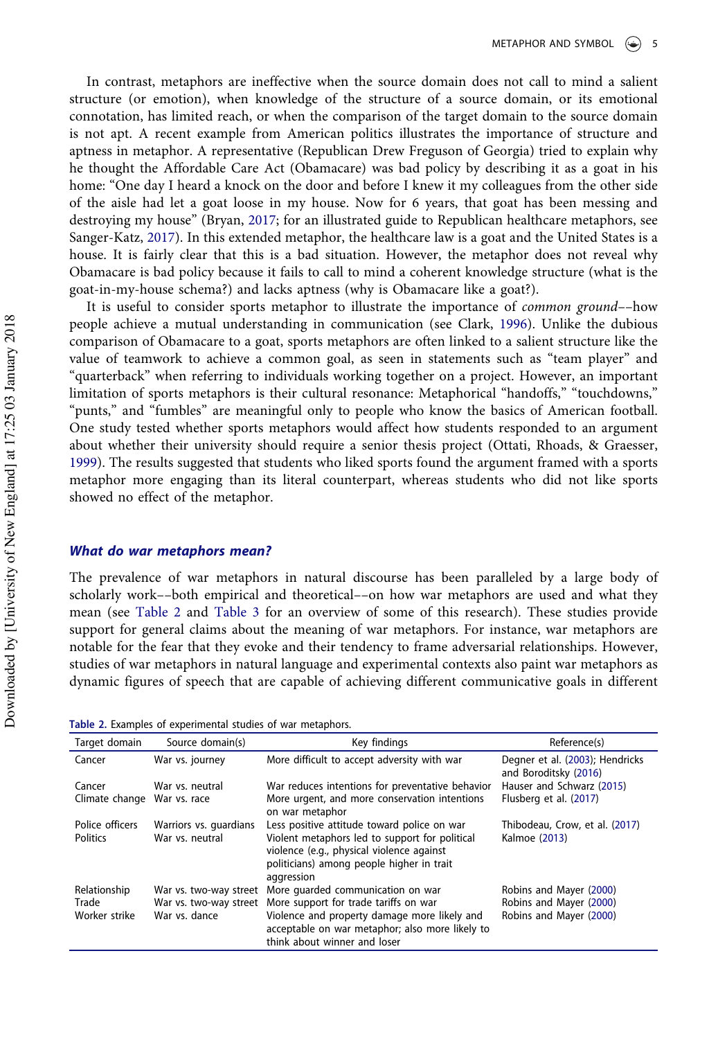In contrast, metaphors are ineffective when the source domain does not call to mind a salient structure (or emotion), when knowledge of the structure of a source domain, or its emotional connotation, has limited reach, or when the comparison of the target domain to the source domain is not apt. A recent example from American politics illustrates the importance of structure and aptness in metaphor. A representative (Republican Drew Freguson of Georgia) tried to explain why he thought the Affordable Care Act (Obamacare) was bad policy by describing it as a goat in his home: "One day I heard a knock on the door and before I knew it my colleagues from the other side of the aisle had let a goat loose in my house. Now for 6 years, that goat has been messing and destroying my house" (Bryan, 2017; for an illustrated guide to Republican healthcare metaphors, see Sanger-Katz, 2017). In this extended metaphor, the healthcare law is a goat and the United States is a house. It is fairly clear that this is a bad situation. However, the metaphor does not reveal why Obamacare is bad policy because it fails to call to mind a coherent knowledge structure (what is the goat-in-my-house schema?) and lacks aptness (why is Obamacare like a goat?).

It is useful to consider sports metaphor to illustrate the importance of *common ground*––how people achieve a mutual understanding in communication (see Clark, 1996). Unlike the dubious comparison of Obamacare to a goat, sports metaphors are often linked to a salient structure like the value of teamwork to achieve a common goal, as seen in statements such as "team player" and "quarterback" when referring to individuals working together on a project. However, an important limitation of sports metaphors is their cultural resonance: Metaphorical "handoffs," "touchdowns," "punts," and "fumbles" are meaningful only to people who know the basics of American football. One study tested whether sports metaphors would affect how students responded to an argument about whether their university should require a senior thesis project (Ottati, Rhoads, & Graesser, 1999). The results suggested that students who liked sports found the argument framed with a sports metaphor more engaging than its literal counterpart, whereas students who did not like sports showed no effect of the metaphor.

### *What do war metaphors mean?*

The prevalence of war metaphors in natural discourse has been paralleled by a large body of scholarly work––both empirical and theoretical––on how war metaphors are used and what they mean (see Table 2 and Table 3 for an overview of some of this research). These studies provide support for general claims about the meaning of war metaphors. For instance, war metaphors are notable for the fear that they evoke and their tendency to frame adversarial relationships. However, studies of war metaphors in natural language and experimental contexts also paint war metaphors as dynamic figures of speech that are capable of achieving different communicative goals in different

**Table 2.** Examples of experimental studies of war metaphors.

| Target domain | Source domain(s) | Key findings | Reference(s) |
|---|---|---|---|
| Cancer | War vs. journey | More difficult to accept adversity with war | Degner et al. (2003); Hendricks and Boroditsky (2016) |
| Cancer | War vs. neutral | War reduces intentions for preventative behavior | Hauser and Schwarz (2015) |
| Climate change | War vs. race | More urgent, and more conservation intentions on war metaphor | Flusberg et al. (2017) |
| Police officers | Warriors vs. guardians | Less positive attitude toward police on war | Thibodeau, Crow, et al. (2017) |
| Politics | War vs. neutral | Violent metaphors led to support for political violence (e.g., physical violence against politicians) among people higher in trait aggression | Kalmoe (2013) |
| Relationship | War vs. two-way street | More guarded communication on war | Robins and Mayer (2000) |
| Trade | War vs. two-way street | More support for trade tariffs on war | Robins and Mayer (2000) |
| Worker strike | War vs. dance | Violence and property damage more likely and acceptable on war metaphor; also more likely to think about winner and loser | Robins and Mayer (2000) |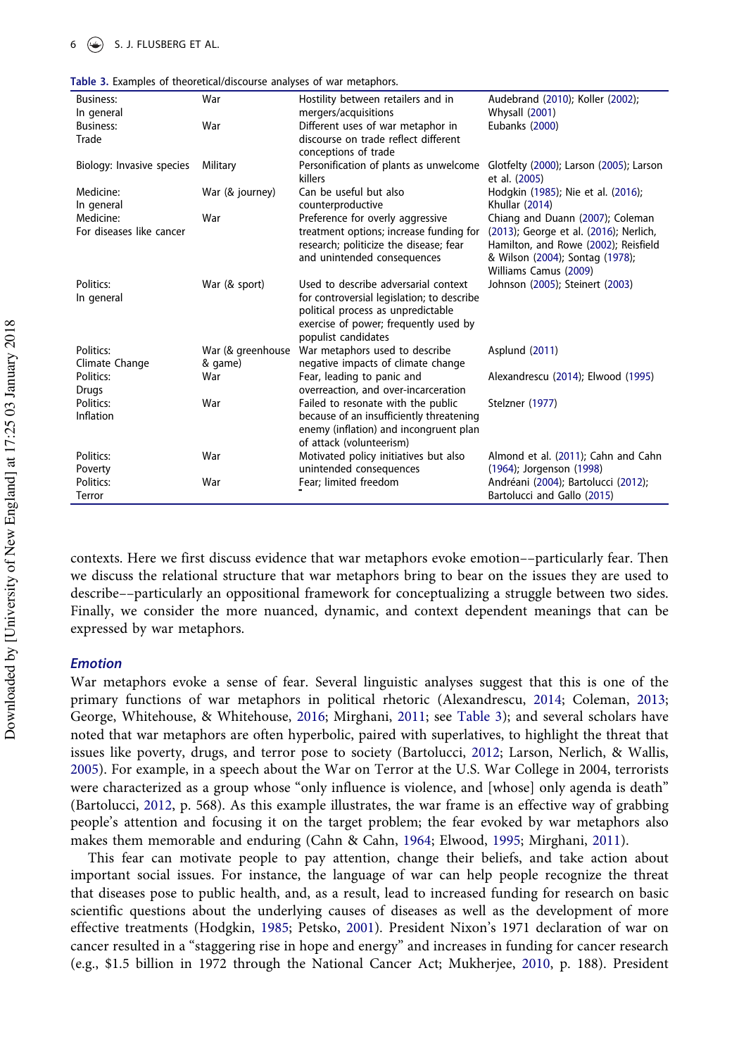Table 3. Examples of theoretical/discourse analyses of war metaphors.

| | | | |
|---|---|---|---|
| Business: In general | War | Hostility between retailers and in mergers/acquisitions | Audebrand (2010); Koller (2002); Whysall (2001) |
| Business: Trade | War | Different uses of war metaphor in discourse on trade reflect different conceptions of trade | Eubanks (2000) |
| Biology: Invasive species | Military | Personification of plants as unwelcome killers | Glotfelty (2000); Larson (2005); Larson et al. (2005) |
| Medicine: In general | War (& journey) | Can be useful but also counterproductive | Hodgkin (1985); Nie et al. (2016); Khullar (2014) |
| Medicine: For diseases like cancer | War | Preference for overly aggressive treatment options; increase funding for research; politicize the disease; fear and unintended consequences | Chiang and Duann (2007); Coleman (2013); George et al. (2016); Nerlich, Hamilton, and Rowe (2002); Reisfield & Wilson (2004); Sontag (1978); Williams Camus (2009) |
| Politics: In general | War (& sport) | Used to describe adversarial context for controversial legislation; to describe political process as unpredictable exercise of power; frequently used by populist candidates | Johnson (2005); Steinert (2003) |
| Politics: Climate Change | War (& greenhouse & game) | War metaphors used to describe negative impacts of climate change | Asplund (2011) |
| Politics: Drugs | War | Fear, leading to panic and overreaction, and over-incarceration | Alexandrescu (2014); Elwood (1995) |
| Politics: Inflation | War | Failed to resonate with the public because of an insufficiently threatening enemy (inflation) and incongruent plan of attack (volunteerism) | Stelzner (1977) |
| Politics: Poverty | War | Motivated policy initiatives but also unintended consequences | Almond et al. (2011); Cahn and Cahn (1964); Jorgenson (1998) |
| Politics: Terror | War | Fear; limited freedom | Andréani (2004); Bartolucci (2012); Bartolucci and Gallo (2015) |

contexts. Here we first discuss evidence that war metaphors evoke emotion––particularly fear. Then we discuss the relational structure that war metaphors bring to bear on the issues they are used to describe––particularly an oppositional framework for conceptualizing a struggle between two sides. Finally, we consider the more nuanced, dynamic, and context dependent meanings that can be expressed by war metaphors.

## *Emotion*

War metaphors evoke a sense of fear. Several linguistic analyses suggest that this is one of the primary functions of war metaphors in political rhetoric (Alexandrescu, 2014; Coleman, 2013; George, Whitehouse, & Whitehouse, 2016; Mirghani, 2011; see Table 3); and several scholars have noted that war metaphors are often hyperbolic, paired with superlatives, to highlight the threat that issues like poverty, drugs, and terror pose to society (Bartolucci, 2012; Larson, Nerlich, & Wallis, 2005). For example, in a speech about the War on Terror at the U.S. War College in 2004, terrorists were characterized as a group whose "only influence is violence, and [whose] only agenda is death" (Bartolucci, 2012, p. 568). As this example illustrates, the war frame is an effective way of grabbing people's attention and focusing it on the target problem; the fear evoked by war metaphors also makes them memorable and enduring (Cahn & Cahn, 1964; Elwood, 1995; Mirghani, 2011).

This fear can motivate people to pay attention, change their beliefs, and take action about important social issues. For instance, the language of war can help people recognize the threat that diseases pose to public health, and, as a result, lead to increased funding for research on basic scientific questions about the underlying causes of diseases as well as the development of more effective treatments (Hodgkin, 1985; Petsko, 2001). President Nixon's 1971 declaration of war on cancer resulted in a "staggering rise in hope and energy" and increases in funding for cancer research (e.g., $1.5 billion in 1972 through the National Cancer Act; Mukherjee, 2010, p. 188). President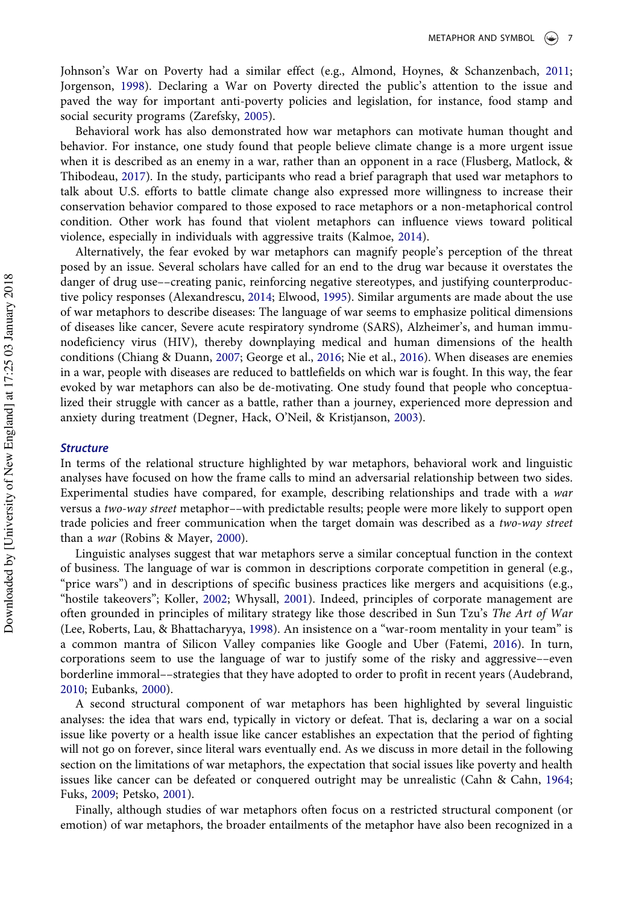Johnson's War on Poverty had a similar effect (e.g., Almond, Hoynes, & Schanzenbach, 2011; Jorgenson, 1998). Declaring a War on Poverty directed the public's attention to the issue and paved the way for important anti-poverty policies and legislation, for instance, food stamp and social security programs (Zarefsky, 2005).

Behavioral work has also demonstrated how war metaphors can motivate human thought and behavior. For instance, one study found that people believe climate change is a more urgent issue when it is described as an enemy in a war, rather than an opponent in a race (Flusberg, Matlock, & Thibodeau, 2017). In the study, participants who read a brief paragraph that used war metaphors to talk about U.S. efforts to battle climate change also expressed more willingness to increase their conservation behavior compared to those exposed to race metaphors or a non-metaphorical control condition. Other work has found that violent metaphors can influence views toward political violence, especially in individuals with aggressive traits (Kalmoe, 2014).

Alternatively, the fear evoked by war metaphors can magnify people's perception of the threat posed by an issue. Several scholars have called for an end to the drug war because it overstates the danger of drug use––creating panic, reinforcing negative stereotypes, and justifying counterproductive policy responses (Alexandrescu, 2014; Elwood, 1995). Similar arguments are made about the use of war metaphors to describe diseases: The language of war seems to emphasize political dimensions of diseases like cancer, Severe acute respiratory syndrome (SARS), Alzheimer's, and human immunodeficiency virus (HIV), thereby downplaying medical and human dimensions of the health conditions (Chiang & Duann, 2007; George et al., 2016; Nie et al., 2016). When diseases are enemies in a war, people with diseases are reduced to battlefields on which war is fought. In this way, the fear evoked by war metaphors can also be de-motivating. One study found that people who conceptualized their struggle with cancer as a battle, rather than a journey, experienced more depression and anxiety during treatment (Degner, Hack, O'Neil, & Kristjanson, 2003).

### *Structure*

In terms of the relational structure highlighted by war metaphors, behavioral work and linguistic analyses have focused on how the frame calls to mind an adversarial relationship between two sides. Experimental studies have compared, for example, describing relationships and trade with a *war* versus a *two-way street* metaphor––with predictable results; people were more likely to support open trade policies and freer communication when the target domain was described as a *two-way street* than a *war* (Robins & Mayer, 2000).

Linguistic analyses suggest that war metaphors serve a similar conceptual function in the context of business. The language of war is common in descriptions corporate competition in general (e.g., "price wars") and in descriptions of specific business practices like mergers and acquisitions (e.g., "hostile takeovers"; Koller, 2002; Whysall, 2001). Indeed, principles of corporate management are often grounded in principles of military strategy like those described in Sun Tzu's *The Art of War* (Lee, Roberts, Lau, & Bhattacharyya, 1998). An insistence on a "war-room mentality in your team" is a common mantra of Silicon Valley companies like Google and Uber (Fatemi, 2016). In turn, corporations seem to use the language of war to justify some of the risky and aggressive––even borderline immoral––strategies that they have adopted to order to profit in recent years (Audebrand, 2010; Eubanks, 2000).

A second structural component of war metaphors has been highlighted by several linguistic analyses: the idea that wars end, typically in victory or defeat. That is, declaring a war on a social issue like poverty or a health issue like cancer establishes an expectation that the period of fighting will not go on forever, since literal wars eventually end. As we discuss in more detail in the following section on the limitations of war metaphors, the expectation that social issues like poverty and health issues like cancer can be defeated or conquered outright may be unrealistic (Cahn & Cahn, 1964; Fuks, 2009; Petsko, 2001).

Finally, although studies of war metaphors often focus on a restricted structural component (or emotion) of war metaphors, the broader entailments of the metaphor have also been recognized in a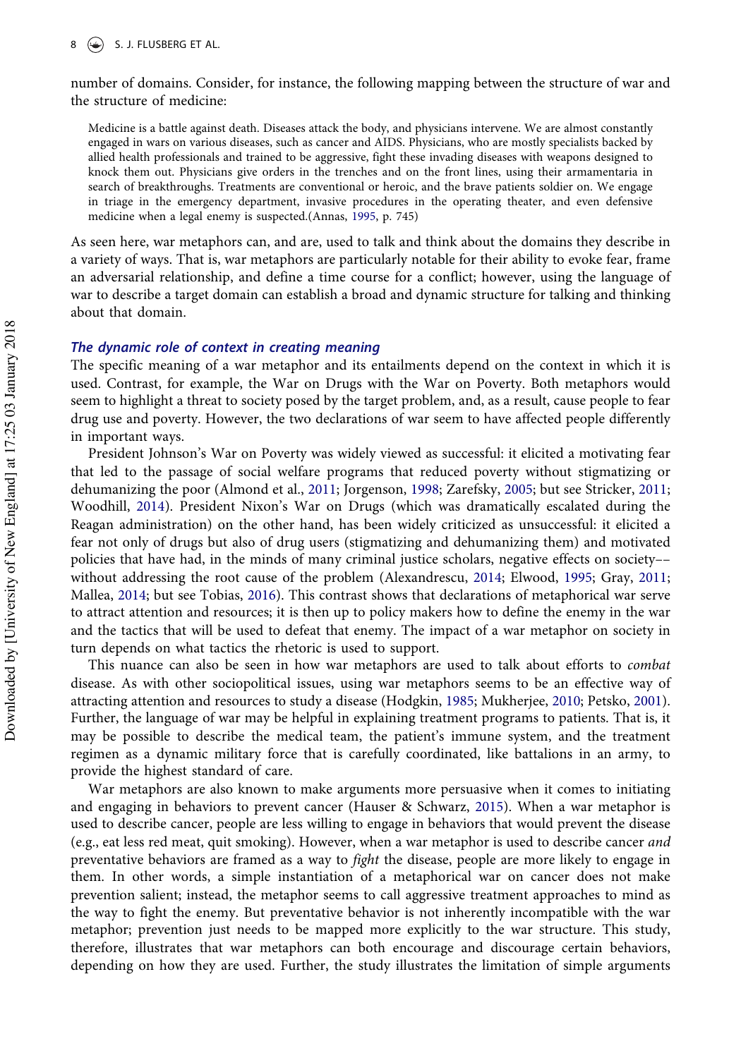number of domains. Consider, for instance, the following mapping between the structure of war and the structure of medicine:

> Medicine is a battle against death. Diseases attack the body, and physicians intervene. We are almost constantly engaged in wars on various diseases, such as cancer and AIDS. Physicians, who are mostly specialists backed by allied health professionals and trained to be aggressive, fight these invading diseases with weapons designed to knock them out. Physicians give orders in the trenches and on the front lines, using their armamentaria in search of breakthroughs. Treatments are conventional or heroic, and the brave patients soldier on. We engage in triage in the emergency department, invasive procedures in the operating theater, and even defensive medicine when a legal enemy is suspected.(Annas, 1995, p. 745)

As seen here, war metaphors can, and are, used to talk and think about the domains they describe in a variety of ways. That is, war metaphors are particularly notable for their ability to evoke fear, frame an adversarial relationship, and define a time course for a conflict; however, using the language of war to describe a target domain can establish a broad and dynamic structure for talking and thinking about that domain.

### *The dynamic role of context in creating meaning*

The specific meaning of a war metaphor and its entailments depend on the context in which it is used. Contrast, for example, the War on Drugs with the War on Poverty. Both metaphors would seem to highlight a threat to society posed by the target problem, and, as a result, cause people to fear drug use and poverty. However, the two declarations of war seem to have affected people differently in important ways.

President Johnson's War on Poverty was widely viewed as successful: it elicited a motivating fear that led to the passage of social welfare programs that reduced poverty without stigmatizing or dehumanizing the poor (Almond et al., 2011; Jorgenson, 1998; Zarefsky, 2005; but see Stricker, 2011; Woodhill, 2014). President Nixon's War on Drugs (which was dramatically escalated during the Reagan administration) on the other hand, has been widely criticized as unsuccessful: it elicited a fear not only of drugs but also of drug users (stigmatizing and dehumanizing them) and motivated policies that have had, in the minds of many criminal justice scholars, negative effects on society–– without addressing the root cause of the problem (Alexandrescu, 2014; Elwood, 1995; Gray, 2011; Mallea, 2014; but see Tobias, 2016). This contrast shows that declarations of metaphorical war serve to attract attention and resources; it is then up to policy makers how to define the enemy in the war and the tactics that will be used to defeat that enemy. The impact of a war metaphor on society in turn depends on what tactics the rhetoric is used to support.

This nuance can also be seen in how war metaphors are used to talk about efforts to *combat* disease. As with other sociopolitical issues, using war metaphors seems to be an effective way of attracting attention and resources to study a disease (Hodgkin, 1985; Mukherjee, 2010; Petsko, 2001). Further, the language of war may be helpful in explaining treatment programs to patients. That is, it may be possible to describe the medical team, the patient's immune system, and the treatment regimen as a dynamic military force that is carefully coordinated, like battalions in an army, to provide the highest standard of care.

War metaphors are also known to make arguments more persuasive when it comes to initiating and engaging in behaviors to prevent cancer (Hauser & Schwarz, 2015). When a war metaphor is used to describe cancer, people are less willing to engage in behaviors that would prevent the disease (e.g., eat less red meat, quit smoking). However, when a war metaphor is used to describe cancer *and* preventative behaviors are framed as a way to *fight* the disease, people are more likely to engage in them. In other words, a simple instantiation of a metaphorical war on cancer does not make prevention salient; instead, the metaphor seems to call aggressive treatment approaches to mind as the way to fight the enemy. But preventative behavior is not inherently incompatible with the war metaphor; prevention just needs to be mapped more explicitly to the war structure. This study, therefore, illustrates that war metaphors can both encourage and discourage certain behaviors, depending on how they are used. Further, the study illustrates the limitation of simple arguments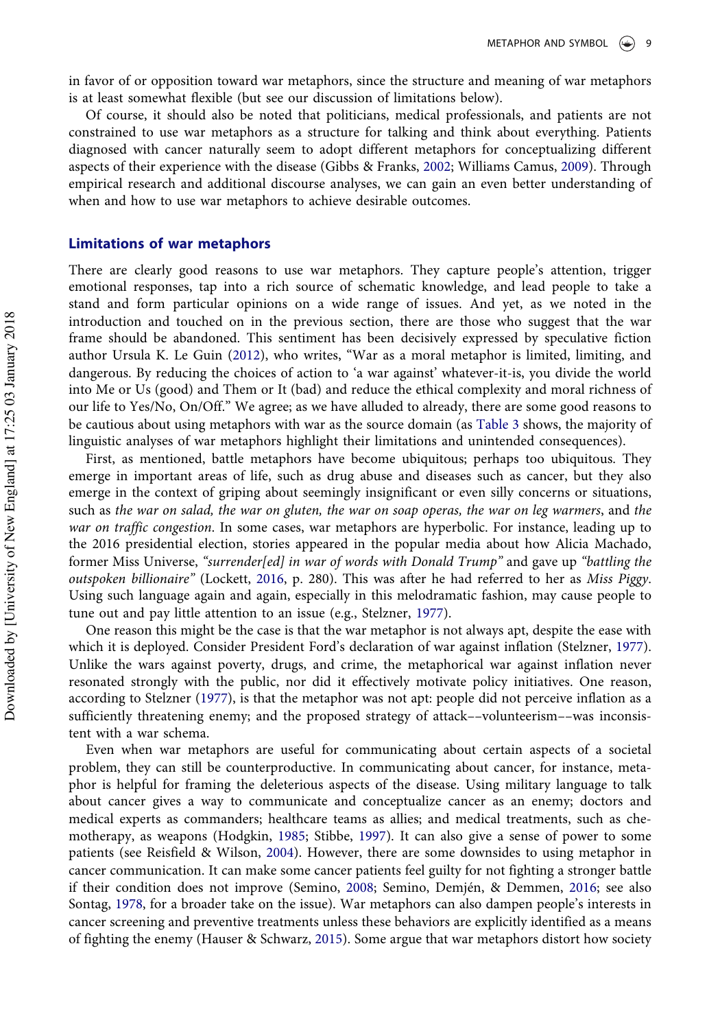in favor of or opposition toward war metaphors, since the structure and meaning of war metaphors is at least somewhat flexible (but see our discussion of limitations below).

Of course, it should also be noted that politicians, medical professionals, and patients are not constrained to use war metaphors as a structure for talking and think about everything. Patients diagnosed with cancer naturally seem to adopt different metaphors for conceptualizing different aspects of their experience with the disease (Gibbs & Franks, 2002; Williams Camus, 2009). Through empirical research and additional discourse analyses, we can gain an even better understanding of when and how to use war metaphors to achieve desirable outcomes.

## Limitations of war metaphors

There are clearly good reasons to use war metaphors. They capture people's attention, trigger emotional responses, tap into a rich source of schematic knowledge, and lead people to take a stand and form particular opinions on a wide range of issues. And yet, as we noted in the introduction and touched on in the previous section, there are those who suggest that the war frame should be abandoned. This sentiment has been decisively expressed by speculative fiction author Ursula K. Le Guin (2012), who writes, "War as a moral metaphor is limited, limiting, and dangerous. By reducing the choices of action to 'a war against' whatever-it-is, you divide the world into Me or Us (good) and Them or It (bad) and reduce the ethical complexity and moral richness of our life to Yes/No, On/Off." We agree; as we have alluded to already, there are some good reasons to be cautious about using metaphors with war as the source domain (as Table 3 shows, the majority of linguistic analyses of war metaphors highlight their limitations and unintended consequences).

First, as mentioned, battle metaphors have become ubiquitous; perhaps too ubiquitous. They emerge in important areas of life, such as drug abuse and diseases such as cancer, but they also emerge in the context of griping about seemingly insignificant or even silly concerns or situations, such as *the war on salad, the war on gluten, the war on soap operas, the war on leg warmers*, and *the war on traffic congestion*. In some cases, war metaphors are hyperbolic. For instance, leading up to the 2016 presidential election, stories appeared in the popular media about how Alicia Machado, former Miss Universe, *"surrender[ed] in war of words with Donald Trump"* and gave up *"battling the outspoken billionaire"* (Lockett, 2016, p. 280). This was after he had referred to her as *Miss Piggy*. Using such language again and again, especially in this melodramatic fashion, may cause people to tune out and pay little attention to an issue (e.g., Stelzner, 1977).

One reason this might be the case is that the war metaphor is not always apt, despite the ease with which it is deployed. Consider President Ford's declaration of war against inflation (Stelzner, 1977). Unlike the wars against poverty, drugs, and crime, the metaphorical war against inflation never resonated strongly with the public, nor did it effectively motivate policy initiatives. One reason, according to Stelzner (1977), is that the metaphor was not apt: people did not perceive inflation as a sufficiently threatening enemy; and the proposed strategy of attack––volunteerism––was inconsistent with a war schema.

Even when war metaphors are useful for communicating about certain aspects of a societal problem, they can still be counterproductive. In communicating about cancer, for instance, metaphor is helpful for framing the deleterious aspects of the disease. Using military language to talk about cancer gives a way to communicate and conceptualize cancer as an enemy; doctors and medical experts as commanders; healthcare teams as allies; and medical treatments, such as chemotherapy, as weapons (Hodgkin, 1985; Stibbe, 1997). It can also give a sense of power to some patients (see Reisfield & Wilson, 2004). However, there are some downsides to using metaphor in cancer communication. It can make some cancer patients feel guilty for not fighting a stronger battle if their condition does not improve (Semino, 2008; Semino, Demjén, & Demmen, 2016; see also Sontag, 1978, for a broader take on the issue). War metaphors can also dampen people's interests in cancer screening and preventive treatments unless these behaviors are explicitly identified as a means of fighting the enemy (Hauser & Schwarz, 2015). Some argue that war metaphors distort how society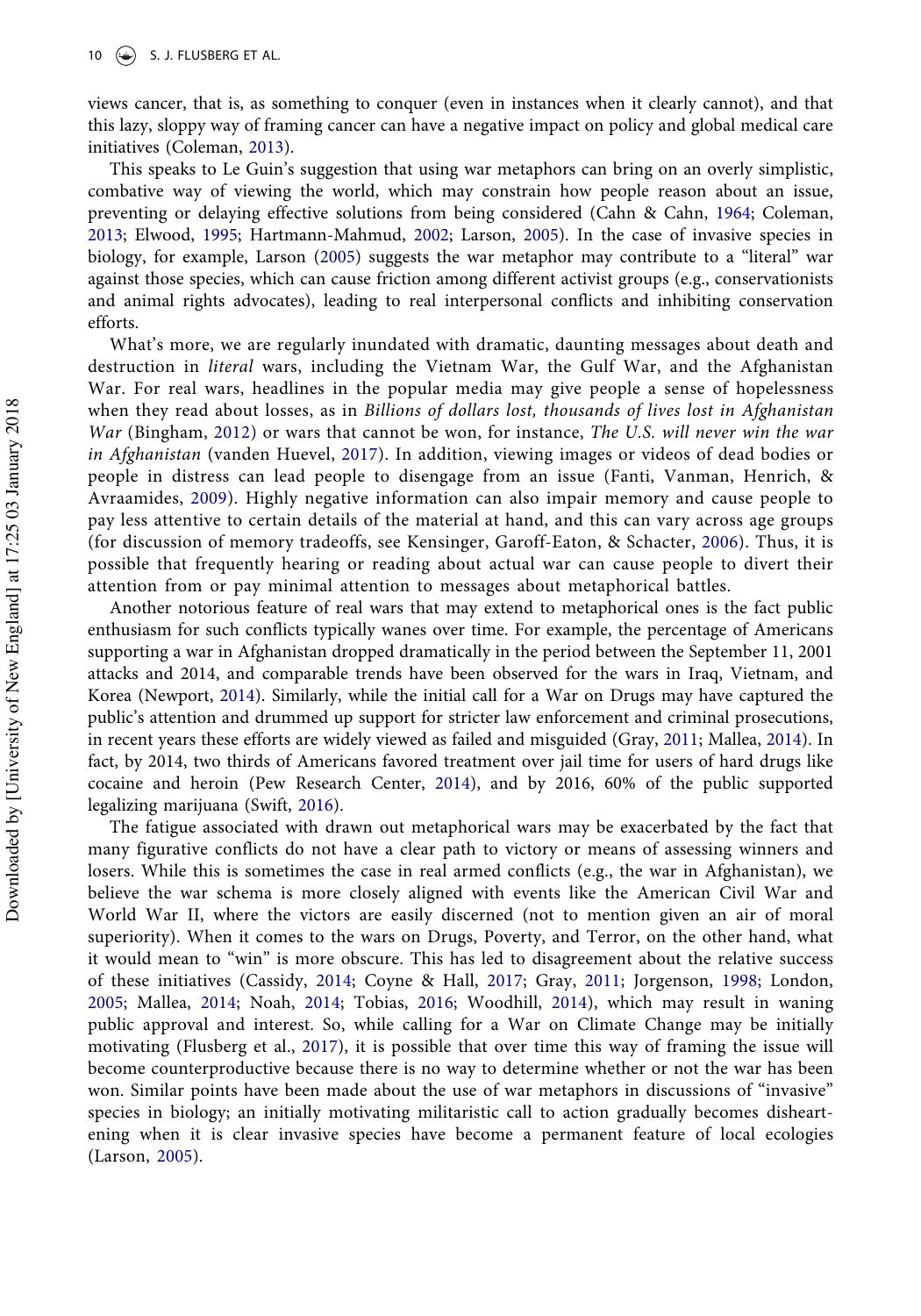views cancer, that is, as something to conquer (even in instances when it clearly cannot), and that this lazy, sloppy way of framing cancer can have a negative impact on policy and global medical care initiatives (Coleman, 2013).

This speaks to Le Guin's suggestion that using war metaphors can bring on an overly simplistic, combative way of viewing the world, which may constrain how people reason about an issue, preventing or delaying effective solutions from being considered (Cahn & Cahn, 1964; Coleman, 2013; Elwood, 1995; Hartmann-Mahmud, 2002; Larson, 2005). In the case of invasive species in biology, for example, Larson (2005) suggests the war metaphor may contribute to a "literal" war against those species, which can cause friction among different activist groups (e.g., conservationists and animal rights advocates), leading to real interpersonal conflicts and inhibiting conservation efforts.

What's more, we are regularly inundated with dramatic, daunting messages about death and destruction in *literal* wars, including the Vietnam War, the Gulf War, and the Afghanistan War. For real wars, headlines in the popular media may give people a sense of hopelessness when they read about losses, as in *Billions of dollars lost, thousands of lives lost in Afghanistan War* (Bingham, 2012) or wars that cannot be won, for instance, *The U.S. will never win the war in Afghanistan* (vanden Huevel, 2017). In addition, viewing images or videos of dead bodies or people in distress can lead people to disengage from an issue (Fanti, Vanman, Henrich, & Avraamides, 2009). Highly negative information can also impair memory and cause people to pay less attentive to certain details of the material at hand, and this can vary across age groups (for discussion of memory tradeoffs, see Kensinger, Garoff-Eaton, & Schacter, 2006). Thus, it is possible that frequently hearing or reading about actual war can cause people to divert their attention from or pay minimal attention to messages about metaphorical battles.

Another notorious feature of real wars that may extend to metaphorical ones is the fact public enthusiasm for such conflicts typically wanes over time. For example, the percentage of Americans supporting a war in Afghanistan dropped dramatically in the period between the September 11, 2001 attacks and 2014, and comparable trends have been observed for the wars in Iraq, Vietnam, and Korea (Newport, 2014). Similarly, while the initial call for a War on Drugs may have captured the public's attention and drummed up support for stricter law enforcement and criminal prosecutions, in recent years these efforts are widely viewed as failed and misguided (Gray, 2011; Mallea, 2014). In fact, by 2014, two thirds of Americans favored treatment over jail time for users of hard drugs like cocaine and heroin (Pew Research Center, 2014), and by 2016, 60% of the public supported legalizing marijuana (Swift, 2016).

The fatigue associated with drawn out metaphorical wars may be exacerbated by the fact that many figurative conflicts do not have a clear path to victory or means of assessing winners and losers. While this is sometimes the case in real armed conflicts (e.g., the war in Afghanistan), we believe the war schema is more closely aligned with events like the American Civil War and World War II, where the victors are easily discerned (not to mention given an air of moral superiority). When it comes to the wars on Drugs, Poverty, and Terror, on the other hand, what it would mean to "win" is more obscure. This has led to disagreement about the relative success of these initiatives (Cassidy, 2014; Coyne & Hall, 2017; Gray, 2011; Jorgenson, 1998; London, 2005; Mallea, 2014; Noah, 2014; Tobias, 2016; Woodhill, 2014), which may result in waning public approval and interest. So, while calling for a War on Climate Change may be initially motivating (Flusberg et al., 2017), it is possible that over time this way of framing the issue will become counterproductive because there is no way to determine whether or not the war has been won. Similar points have been made about the use of war metaphors in discussions of "invasive" species in biology; an initially motivating militaristic call to action gradually becomes disheartening when it is clear invasive species have become a permanent feature of local ecologies (Larson, 2005).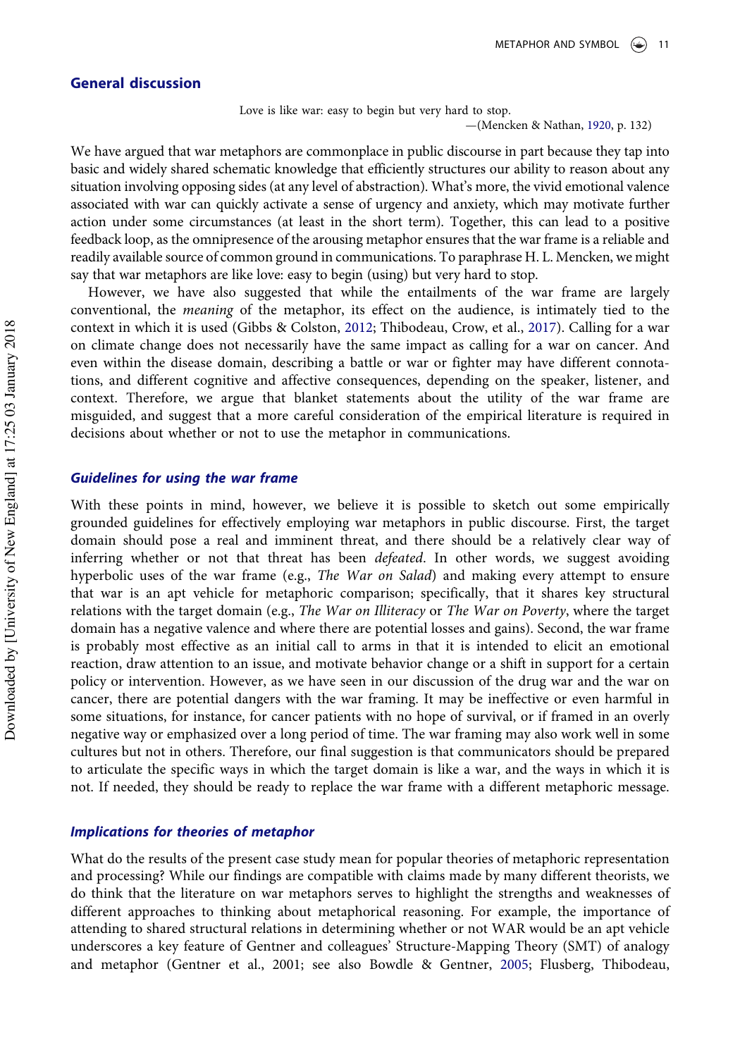## General discussion

> Love is like war: easy to begin but very hard to stop.
>
> —(Mencken & Nathan, 1920, p. 132)

We have argued that war metaphors are commonplace in public discourse in part because they tap into basic and widely shared schematic knowledge that efficiently structures our ability to reason about any situation involving opposing sides (at any level of abstraction). What's more, the vivid emotional valence associated with war can quickly activate a sense of urgency and anxiety, which may motivate further action under some circumstances (at least in the short term). Together, this can lead to a positive feedback loop, as the omnipresence of the arousing metaphor ensures that the war frame is a reliable and readily available source of common ground in communications. To paraphrase H. L. Mencken, we might say that war metaphors are like love: easy to begin (using) but very hard to stop.

However, we have also suggested that while the entailments of the war frame are largely conventional, the *meaning* of the metaphor, its effect on the audience, is intimately tied to the context in which it is used (Gibbs & Colston, 2012; Thibodeau, Crow, et al., 2017). Calling for a war on climate change does not necessarily have the same impact as calling for a war on cancer. And even within the disease domain, describing a battle or war or fighter may have different connotations, and different cognitive and affective consequences, depending on the speaker, listener, and context. Therefore, we argue that blanket statements about the utility of the war frame are misguided, and suggest that a more careful consideration of the empirical literature is required in decisions about whether or not to use the metaphor in communications.

### Guidelines for using the war frame

With these points in mind, however, we believe it is possible to sketch out some empirically grounded guidelines for effectively employing war metaphors in public discourse. First, the target domain should pose a real and imminent threat, and there should be a relatively clear way of inferring whether or not that threat has been *defeated*. In other words, we suggest avoiding hyperbolic uses of the war frame (e.g., *The War on Salad*) and making every attempt to ensure that war is an apt vehicle for metaphoric comparison; specifically, that it shares key structural relations with the target domain (e.g., *The War on Illiteracy* or *The War on Poverty*, where the target domain has a negative valence and where there are potential losses and gains). Second, the war frame is probably most effective as an initial call to arms in that it is intended to elicit an emotional reaction, draw attention to an issue, and motivate behavior change or a shift in support for a certain policy or intervention. However, as we have seen in our discussion of the drug war and the war on cancer, there are potential dangers with the war framing. It may be ineffective or even harmful in some situations, for instance, for cancer patients with no hope of survival, or if framed in an overly negative way or emphasized over a long period of time. The war framing may also work well in some cultures but not in others. Therefore, our final suggestion is that communicators should be prepared to articulate the specific ways in which the target domain is like a war, and the ways in which it is not. If needed, they should be ready to replace the war frame with a different metaphoric message.

### Implications for theories of metaphor

What do the results of the present case study mean for popular theories of metaphoric representation and processing? While our findings are compatible with claims made by many different theorists, we do think that the literature on war metaphors serves to highlight the strengths and weaknesses of different approaches to thinking about metaphorical reasoning. For example, the importance of attending to shared structural relations in determining whether or not WAR would be an apt vehicle underscores a key feature of Gentner and colleagues' Structure-Mapping Theory (SMT) of analogy and metaphor (Gentner et al., 2001; see also Bowdle & Gentner, 2005; Flusberg, Thibodeau,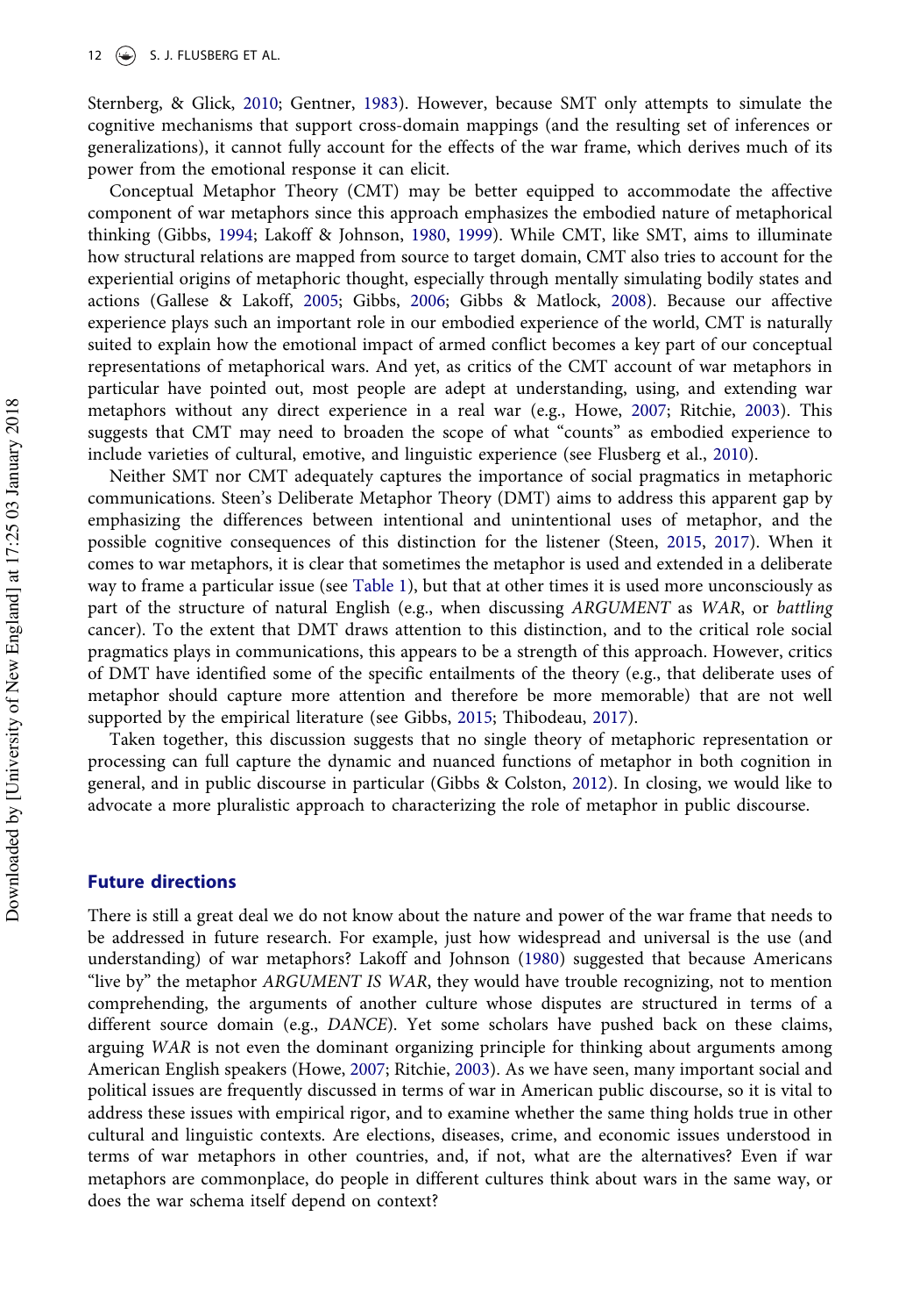Sternberg, & Glick, 2010; Gentner, 1983). However, because SMT only attempts to simulate the cognitive mechanisms that support cross-domain mappings (and the resulting set of inferences or generalizations), it cannot fully account for the effects of the war frame, which derives much of its power from the emotional response it can elicit.

Conceptual Metaphor Theory (CMT) may be better equipped to accommodate the affective component of war metaphors since this approach emphasizes the embodied nature of metaphorical thinking (Gibbs, 1994; Lakoff & Johnson, 1980, 1999). While CMT, like SMT, aims to illuminate how structural relations are mapped from source to target domain, CMT also tries to account for the experiential origins of metaphoric thought, especially through mentally simulating bodily states and actions (Gallese & Lakoff, 2005; Gibbs, 2006; Gibbs & Matlock, 2008). Because our affective experience plays such an important role in our embodied experience of the world, CMT is naturally suited to explain how the emotional impact of armed conflict becomes a key part of our conceptual representations of metaphorical wars. And yet, as critics of the CMT account of war metaphors in particular have pointed out, most people are adept at understanding, using, and extending war metaphors without any direct experience in a real war (e.g., Howe, 2007; Ritchie, 2003). This suggests that CMT may need to broaden the scope of what "counts" as embodied experience to include varieties of cultural, emotive, and linguistic experience (see Flusberg et al., 2010).

Neither SMT nor CMT adequately captures the importance of social pragmatics in metaphoric communications. Steen's Deliberate Metaphor Theory (DMT) aims to address this apparent gap by emphasizing the differences between intentional and unintentional uses of metaphor, and the possible cognitive consequences of this distinction for the listener (Steen, 2015, 2017). When it comes to war metaphors, it is clear that sometimes the metaphor is used and extended in a deliberate way to frame a particular issue (see Table 1), but that at other times it is used more unconsciously as part of the structure of natural English (e.g., when discussing *ARGUMENT* as *WAR*, or *battling* cancer). To the extent that DMT draws attention to this distinction, and to the critical role social pragmatics plays in communications, this appears to be a strength of this approach. However, critics of DMT have identified some of the specific entailments of the theory (e.g., that deliberate uses of metaphor should capture more attention and therefore be more memorable) that are not well supported by the empirical literature (see Gibbs, 2015; Thibodeau, 2017).

Taken together, this discussion suggests that no single theory of metaphoric representation or processing can full capture the dynamic and nuanced functions of metaphor in both cognition in general, and in public discourse in particular (Gibbs & Colston, 2012). In closing, we would like to advocate a more pluralistic approach to characterizing the role of metaphor in public discourse.

## Future directions

There is still a great deal we do not know about the nature and power of the war frame that needs to be addressed in future research. For example, just how widespread and universal is the use (and understanding) of war metaphors? Lakoff and Johnson (1980) suggested that because Americans "live by" the metaphor *ARGUMENT IS WAR*, they would have trouble recognizing, not to mention comprehending, the arguments of another culture whose disputes are structured in terms of a different source domain (e.g., *DANCE*). Yet some scholars have pushed back on these claims, arguing *WAR* is not even the dominant organizing principle for thinking about arguments among American English speakers (Howe, 2007; Ritchie, 2003). As we have seen, many important social and political issues are frequently discussed in terms of war in American public discourse, so it is vital to address these issues with empirical rigor, and to examine whether the same thing holds true in other cultural and linguistic contexts. Are elections, diseases, crime, and economic issues understood in terms of war metaphors in other countries, and, if not, what are the alternatives? Even if war metaphors are commonplace, do people in different cultures think about wars in the same way, or does the war schema itself depend on context?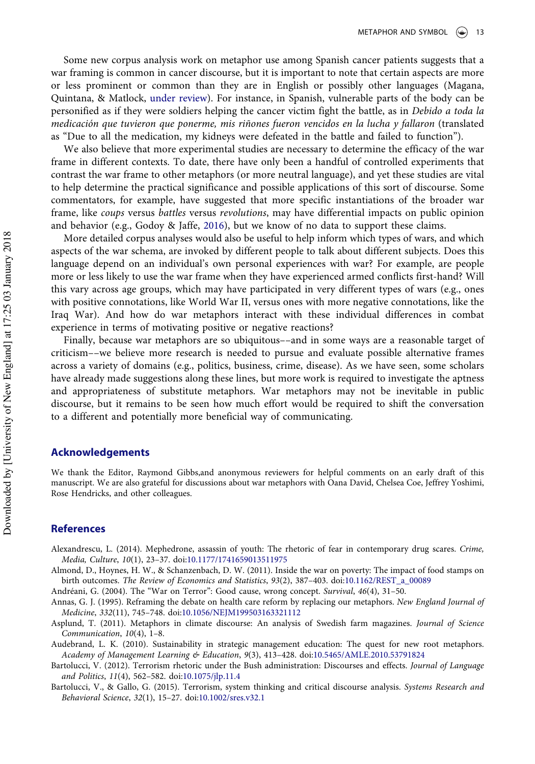Some new corpus analysis work on metaphor use among Spanish cancer patients suggests that a war framing is common in cancer discourse, but it is important to note that certain aspects are more or less prominent or common than they are in English or possibly other languages (Magana, Quintana, & Matlock, under review). For instance, in Spanish, vulnerable parts of the body can be personified as if they were soldiers helping the cancer victim fight the battle, as in *Debido a toda la medicación que tuvieron que ponerme, mis riñones fueron vencidos en la lucha y fallaron* (translated as "Due to all the medication, my kidneys were defeated in the battle and failed to function").

We also believe that more experimental studies are necessary to determine the efficacy of the war frame in different contexts. To date, there have only been a handful of controlled experiments that contrast the war frame to other metaphors (or more neutral language), and yet these studies are vital to help determine the practical significance and possible applications of this sort of discourse. Some commentators, for example, have suggested that more specific instantiations of the broader war frame, like *coups* versus *battles* versus *revolutions*, may have differential impacts on public opinion and behavior (e.g., Godoy & Jaffe, 2016), but we know of no data to support these claims.

More detailed corpus analyses would also be useful to help inform which types of wars, and which aspects of the war schema, are invoked by different people to talk about different subjects. Does this language depend on an individual's own personal experiences with war? For example, are people more or less likely to use the war frame when they have experienced armed conflicts first-hand? Will this vary across age groups, which may have participated in very different types of wars (e.g., ones with positive connotations, like World War II, versus ones with more negative connotations, like the Iraq War). And how do war metaphors interact with these individual differences in combat experience in terms of motivating positive or negative reactions?

Finally, because war metaphors are so ubiquitous––and in some ways are a reasonable target of criticism––we believe more research is needed to pursue and evaluate possible alternative frames across a variety of domains (e.g., politics, business, crime, disease). As we have seen, some scholars have already made suggestions along these lines, but more work is required to investigate the aptness and appropriateness of substitute metaphors. War metaphors may not be inevitable in public discourse, but it remains to be seen how much effort would be required to shift the conversation to a different and potentially more beneficial way of communicating.

## Acknowledgements

We thank the Editor, Raymond Gibbs,and anonymous reviewers for helpful comments on an early draft of this manuscript. We are also grateful for discussions about war metaphors with Oana David, Chelsea Coe, Jeffrey Yoshimi, Rose Hendricks, and other colleagues.

## References

Alexandrescu, L. (2014). Mephedrone, assassin of youth: The rhetoric of fear in contemporary drug scares. *Crime, Media, Culture*, *10*(1), 23–37. doi:10.1177/1741659013511975

Almond, D., Hoynes, H. W., & Schanzenbach, D. W. (2011). Inside the war on poverty: The impact of food stamps on birth outcomes. *The Review of Economics and Statistics*, *93*(2), 387–403. doi:10.1162/REST_a_00089

Andréani, G. (2004). The "War on Terror": Good cause, wrong concept. *Survival*, *46*(4), 31–50.

Annas, G. J. (1995). Reframing the debate on health care reform by replacing our metaphors. *New England Journal of Medicine*, *332*(11), 745–748. doi:10.1056/NEJM199503163321112

Asplund, T. (2011). Metaphors in climate discourse: An analysis of Swedish farm magazines. *Journal of Science Communication*, *10*(4), 1–8.

Audebrand, L. K. (2010). Sustainability in strategic management education: The quest for new root metaphors. *Academy of Management Learning & Education*, *9*(3), 413–428. doi:10.5465/AMLE.2010.53791824

Bartolucci, V. (2012). Terrorism rhetoric under the Bush administration: Discourses and effects. *Journal of Language and Politics*, *11*(4), 562–582. doi:10.1075/jlp.11.4

Bartolucci, V., & Gallo, G. (2015). Terrorism, system thinking and critical discourse analysis. *Systems Research and Behavioral Science*, *32*(1), 15–27. doi:10.1002/sres.v32.1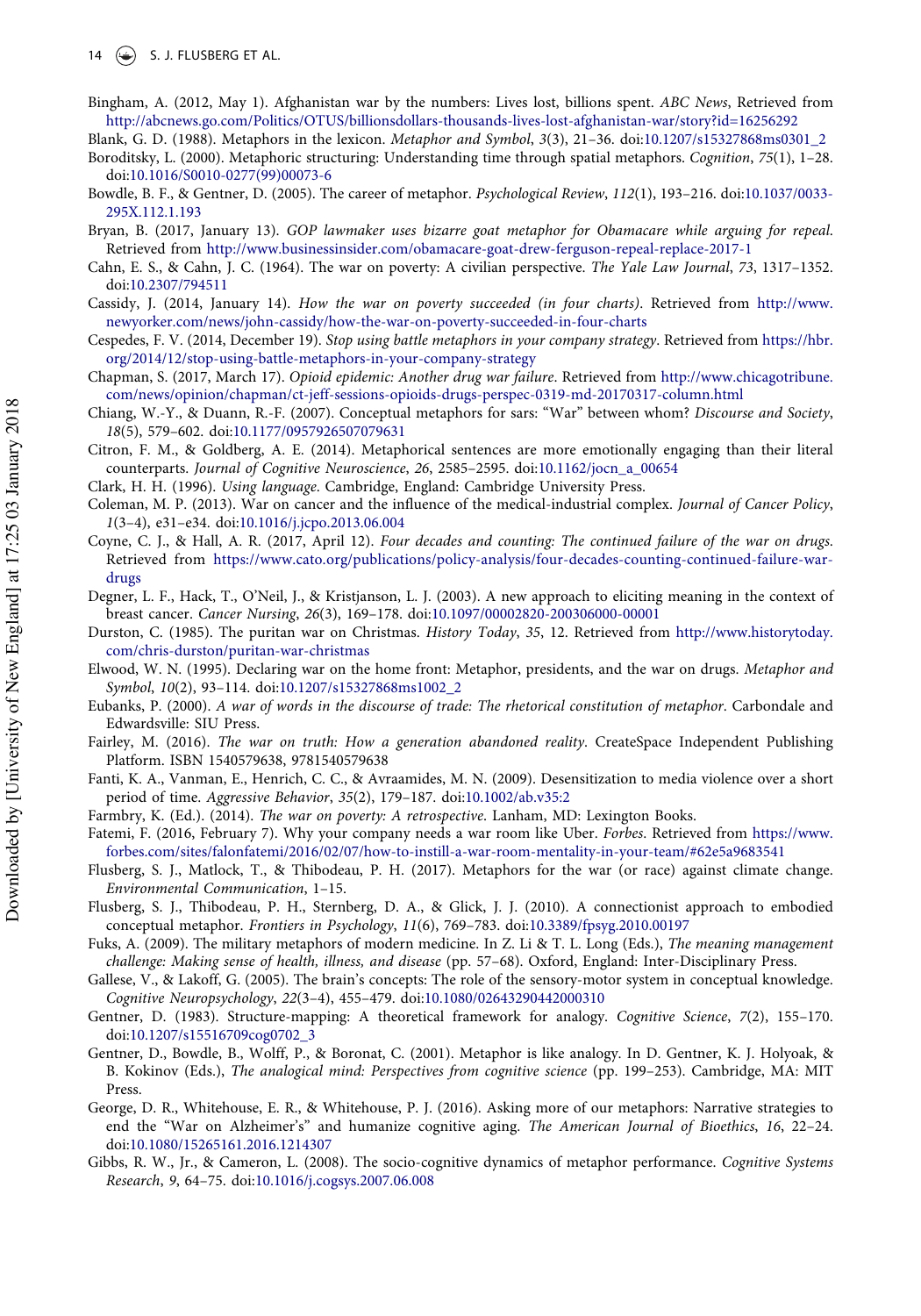Bingham, A. (2012, May 1). Afghanistan war by the numbers: Lives lost, billions spent. *ABC News*, Retrieved from http://abcnews.go.com/Politics/OTUS/billionsdollars-thousands-lives-lost-afghanistan-war/story?id=16256292

Blank, G. D. (1988). Metaphors in the lexicon. *Metaphor and Symbol*, *3*(3), 21–36. doi:10.1207/s15327868ms0301_2

Boroditsky, L. (2000). Metaphoric structuring: Understanding time through spatial metaphors. *Cognition*, *75*(1), 1–28. doi:10.1016/S0010-0277(99)00073-6

Bowdle, B. F., & Gentner, D. (2005). The career of metaphor. *Psychological Review*, *112*(1), 193–216. doi:10.1037/0033-295X.112.1.193

Bryan, B. (2017, January 13). *GOP lawmaker uses bizarre goat metaphor for Obamacare while arguing for repeal*. Retrieved from http://www.businessinsider.com/obamacare-goat-drew-ferguson-repeal-replace-2017-1

Cahn, E. S., & Cahn, J. C. (1964). The war on poverty: A civilian perspective. *The Yale Law Journal*, *73*, 1317–1352. doi:10.2307/794511

Cassidy, J. (2014, January 14). *How the war on poverty succeeded (in four charts)*. Retrieved from http://www.newyorker.com/news/john-cassidy/how-the-war-on-poverty-succeeded-in-four-charts

Cespedes, F. V. (2014, December 19). *Stop using battle metaphors in your company strategy*. Retrieved from https://hbr.org/2014/12/stop-using-battle-metaphors-in-your-company-strategy

Chapman, S. (2017, March 17). *Opioid epidemic: Another drug war failure*. Retrieved from http://www.chicagotribune.com/news/opinion/chapman/ct-jeff-sessions-opioids-drugs-perspec-0319-md-20170317-column.html

Chiang, W.-Y., & Duann, R.-F. (2007). Conceptual metaphors for sars: "War" between whom? *Discourse and Society*, *18*(5), 579–602. doi:10.1177/0957926507079631

Citron, F. M., & Goldberg, A. E. (2014). Metaphorical sentences are more emotionally engaging than their literal counterparts. *Journal of Cognitive Neuroscience*, *26*, 2585–2595. doi:10.1162/jocn_a_00654

Clark, H. H. (1996). *Using language*. Cambridge, England: Cambridge University Press.

Coleman, M. P. (2013). War on cancer and the influence of the medical-industrial complex. *Journal of Cancer Policy*, *1*(3–4), e31–e34. doi:10.1016/j.jcpo.2013.06.004

Coyne, C. J., & Hall, A. R. (2017, April 12). *Four decades and counting: The continued failure of the war on drugs*. Retrieved from https://www.cato.org/publications/policy-analysis/four-decades-counting-continued-failure-war-drugs

Degner, L. F., Hack, T., O'Neil, J., & Kristjanson, L. J. (2003). A new approach to eliciting meaning in the context of breast cancer. *Cancer Nursing*, *26*(3), 169–178. doi:10.1097/00002820-200306000-00001

Durston, C. (1985). The puritan war on Christmas. *History Today*, *35*, 12. Retrieved from http://www.historytoday.com/chris-durston/puritan-war-christmas

Elwood, W. N. (1995). Declaring war on the home front: Metaphor, presidents, and the war on drugs. *Metaphor and Symbol*, *10*(2), 93–114. doi:10.1207/s15327868ms1002_2

Eubanks, P. (2000). *A war of words in the discourse of trade: The rhetorical constitution of metaphor*. Carbondale and Edwardsville: SIU Press.

Fairley, M. (2016). *The war on truth: How a generation abandoned reality*. CreateSpace Independent Publishing Platform. ISBN 1540579638, 9781540579638

Fanti, K. A., Vanman, E., Henrich, C. C., & Avraamides, M. N. (2009). Desensitization to media violence over a short period of time. *Aggressive Behavior*, *35*(2), 179–187. doi:10.1002/ab.v35:2

Farmbry, K. (Ed.). (2014). *The war on poverty: A retrospective*. Lanham, MD: Lexington Books.

Fatemi, F. (2016, February 7). Why your company needs a war room like Uber. *Forbes*. Retrieved from https://www.forbes.com/sites/falonfatemi/2016/02/07/how-to-instill-a-war-room-mentality-in-your-team/#62e5a9683541

Flusberg, S. J., Matlock, T., & Thibodeau, P. H. (2017). Metaphors for the war (or race) against climate change. *Environmental Communication*, 1–15.

Flusberg, S. J., Thibodeau, P. H., Sternberg, D. A., & Glick, J. J. (2010). A connectionist approach to embodied conceptual metaphor. *Frontiers in Psychology*, *11*(6), 769–783. doi:10.3389/fpsyg.2010.00197

Fuks, A. (2009). The military metaphors of modern medicine. In Z. Li & T. L. Long (Eds.), *The meaning management challenge: Making sense of health, illness, and disease* (pp. 57–68). Oxford, England: Inter-Disciplinary Press.

Gallese, V., & Lakoff, G. (2005). The brain's concepts: The role of the sensory-motor system in conceptual knowledge. *Cognitive Neuropsychology*, *22*(3–4), 455–479. doi:10.1080/02643290442000310

Gentner, D. (1983). Structure-mapping: A theoretical framework for analogy. *Cognitive Science*, *7*(2), 155–170. doi:10.1207/s15516709cog0702_3

Gentner, D., Bowdle, B., Wolff, P., & Boronat, C. (2001). Metaphor is like analogy. In D. Gentner, K. J. Holyoak, & B. Kokinov (Eds.), *The analogical mind: Perspectives from cognitive science* (pp. 199–253). Cambridge, MA: MIT Press.

George, D. R., Whitehouse, E. R., & Whitehouse, P. J. (2016). Asking more of our metaphors: Narrative strategies to end the "War on Alzheimer's" and humanize cognitive aging. *The American Journal of Bioethics*, *16*, 22–24. doi:10.1080/15265161.2016.1214307

Gibbs, R. W., Jr., & Cameron, L. (2008). The socio-cognitive dynamics of metaphor performance. *Cognitive Systems Research*, *9*, 64–75. doi:10.1016/j.cogsys.2007.06.008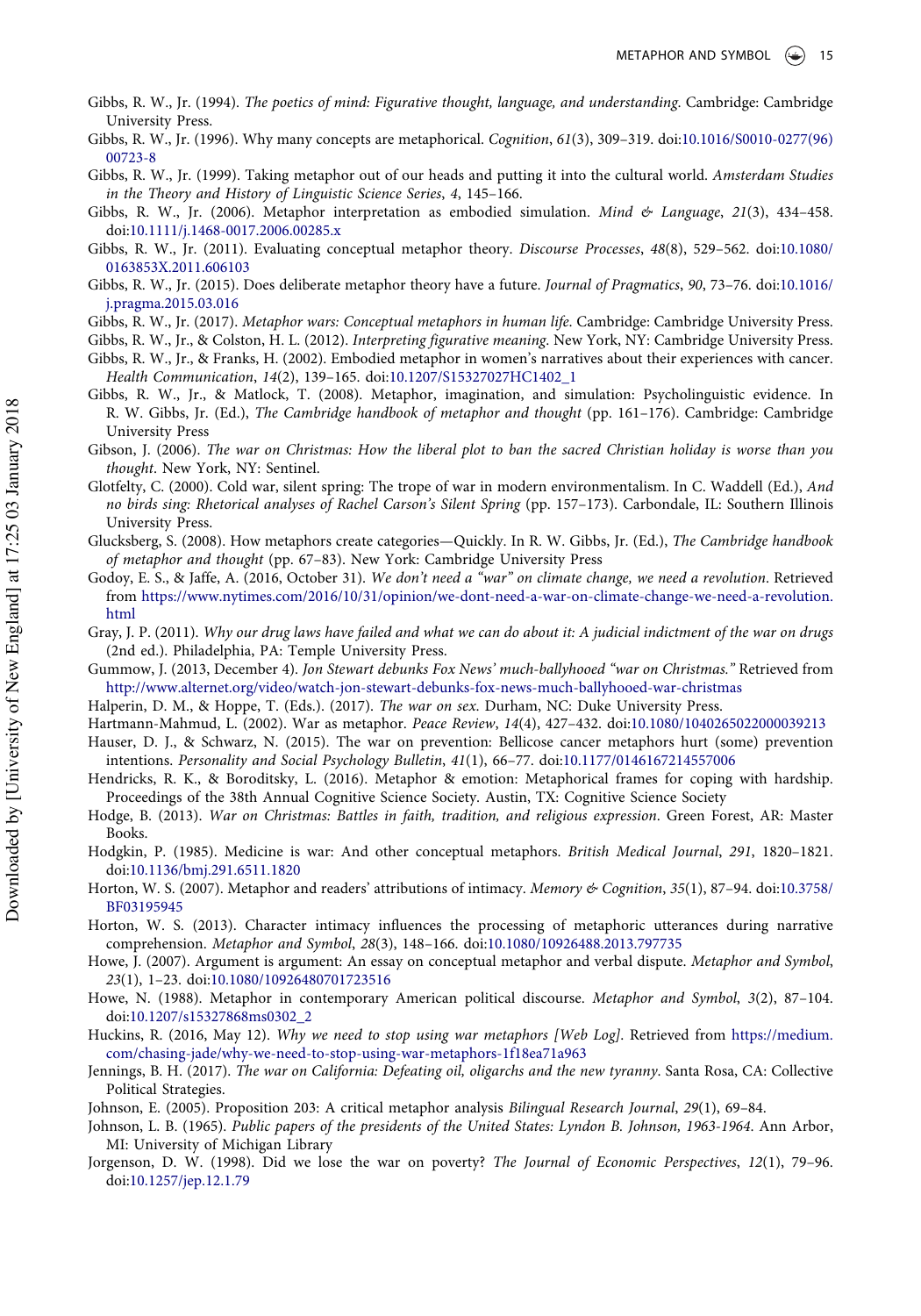Gibbs, R. W., Jr. (1994). *The poetics of mind: Figurative thought, language, and understanding*. Cambridge: Cambridge University Press.

Gibbs, R. W., Jr. (1996). Why many concepts are metaphorical. *Cognition*, *61*(3), 309–319. doi:10.1016/S0010-0277(96)00723-8

Gibbs, R. W., Jr. (1999). Taking metaphor out of our heads and putting it into the cultural world. *Amsterdam Studies in the Theory and History of Linguistic Science Series*, *4*, 145–166.

Gibbs, R. W., Jr. (2006). Metaphor interpretation as embodied simulation. *Mind & Language*, *21*(3), 434–458. doi:10.1111/j.1468-0017.2006.00285.x

Gibbs, R. W., Jr. (2011). Evaluating conceptual metaphor theory. *Discourse Processes*, *48*(8), 529–562. doi:10.1080/0163853X.2011.606103

Gibbs, R. W., Jr. (2015). Does deliberate metaphor theory have a future. *Journal of Pragmatics*, *90*, 73–76. doi:10.1016/j.pragma.2015.03.016

Gibbs, R. W., Jr. (2017). *Metaphor wars: Conceptual metaphors in human life*. Cambridge: Cambridge University Press.

Gibbs, R. W., Jr., & Colston, H. L. (2012). *Interpreting figurative meaning*. New York, NY: Cambridge University Press.

Gibbs, R. W., Jr., & Franks, H. (2002). Embodied metaphor in women's narratives about their experiences with cancer. *Health Communication*, *14*(2), 139–165. doi:10.1207/S15327027HC1402_1

Gibbs, R. W., Jr., & Matlock, T. (2008). Metaphor, imagination, and simulation: Psycholinguistic evidence. In R. W. Gibbs, Jr. (Ed.), *The Cambridge handbook of metaphor and thought* (pp. 161–176). Cambridge: Cambridge University Press

Gibson, J. (2006). *The war on Christmas: How the liberal plot to ban the sacred Christian holiday is worse than you thought*. New York, NY: Sentinel.

Glotfelty, C. (2000). Cold war, silent spring: The trope of war in modern environmentalism. In C. Waddell (Ed.), *And no birds sing: Rhetorical analyses of Rachel Carson's Silent Spring* (pp. 157–173). Carbondale, IL: Southern Illinois University Press.

Glucksberg, S. (2008). How metaphors create categories—Quickly. In R. W. Gibbs, Jr. (Ed.), *The Cambridge handbook of metaphor and thought* (pp. 67–83). New York: Cambridge University Press

Godoy, E. S., & Jaffe, A. (2016, October 31). *We don't need a "war" on climate change, we need a revolution*. Retrieved from https://www.nytimes.com/2016/10/31/opinion/we-dont-need-a-war-on-climate-change-we-need-a-revolution.html

Gray, J. P. (2011). *Why our drug laws have failed and what we can do about it: A judicial indictment of the war on drugs* (2nd ed.). Philadelphia, PA: Temple University Press.

Gummow, J. (2013, December 4). *Jon Stewart debunks Fox News' much-ballyhooed "war on Christmas."* Retrieved from http://www.alternet.org/video/watch-jon-stewart-debunks-fox-news-much-ballyhooed-war-christmas

Halperin, D. M., & Hoppe, T. (Eds.). (2017). *The war on sex*. Durham, NC: Duke University Press.

Hartmann-Mahmud, L. (2002). War as metaphor. *Peace Review*, *14*(4), 427–432. doi:10.1080/1040265022000039213

Hauser, D. J., & Schwarz, N. (2015). The war on prevention: Bellicose cancer metaphors hurt (some) prevention intentions. *Personality and Social Psychology Bulletin*, *41*(1), 66–77. doi:10.1177/0146167214557006

Hendricks, R. K., & Boroditsky, L. (2016). Metaphor & emotion: Metaphorical frames for coping with hardship. Proceedings of the 38th Annual Cognitive Science Society. Austin, TX: Cognitive Science Society

Hodge, B. (2013). *War on Christmas: Battles in faith, tradition, and religious expression*. Green Forest, AR: Master Books.

Hodgkin, P. (1985). Medicine is war: And other conceptual metaphors. *British Medical Journal*, *291*, 1820–1821. doi:10.1136/bmj.291.6511.1820

Horton, W. S. (2007). Metaphor and readers' attributions of intimacy. *Memory & Cognition*, *35*(1), 87–94. doi:10.3758/BF03195945

Horton, W. S. (2013). Character intimacy influences the processing of metaphoric utterances during narrative comprehension. *Metaphor and Symbol*, *28*(3), 148–166. doi:10.1080/10926488.2013.797735

Howe, J. (2007). Argument is argument: An essay on conceptual metaphor and verbal dispute. *Metaphor and Symbol*, *23*(1), 1–23. doi:10.1080/10926480701723516

Howe, N. (1988). Metaphor in contemporary American political discourse. *Metaphor and Symbol*, *3*(2), 87–104. doi:10.1207/s15327868ms0302_2

Huckins, R. (2016, May 12). *Why we need to stop using war metaphors [Web Log]*. Retrieved from https://medium.com/chasing-jade/why-we-need-to-stop-using-war-metaphors-1f18ea71a963

Jennings, B. H. (2017). *The war on California: Defeating oil, oligarchs and the new tyranny*. Santa Rosa, CA: Collective Political Strategies.

Johnson, E. (2005). Proposition 203: A critical metaphor analysis *Bilingual Research Journal*, *29*(1), 69–84.

Johnson, L. B. (1965). *Public papers of the presidents of the United States: Lyndon B. Johnson, 1963-1964*. Ann Arbor, MI: University of Michigan Library

Jorgenson, D. W. (1998). Did we lose the war on poverty? *The Journal of Economic Perspectives*, *12*(1), 79–96. doi:10.1257/jep.12.1.79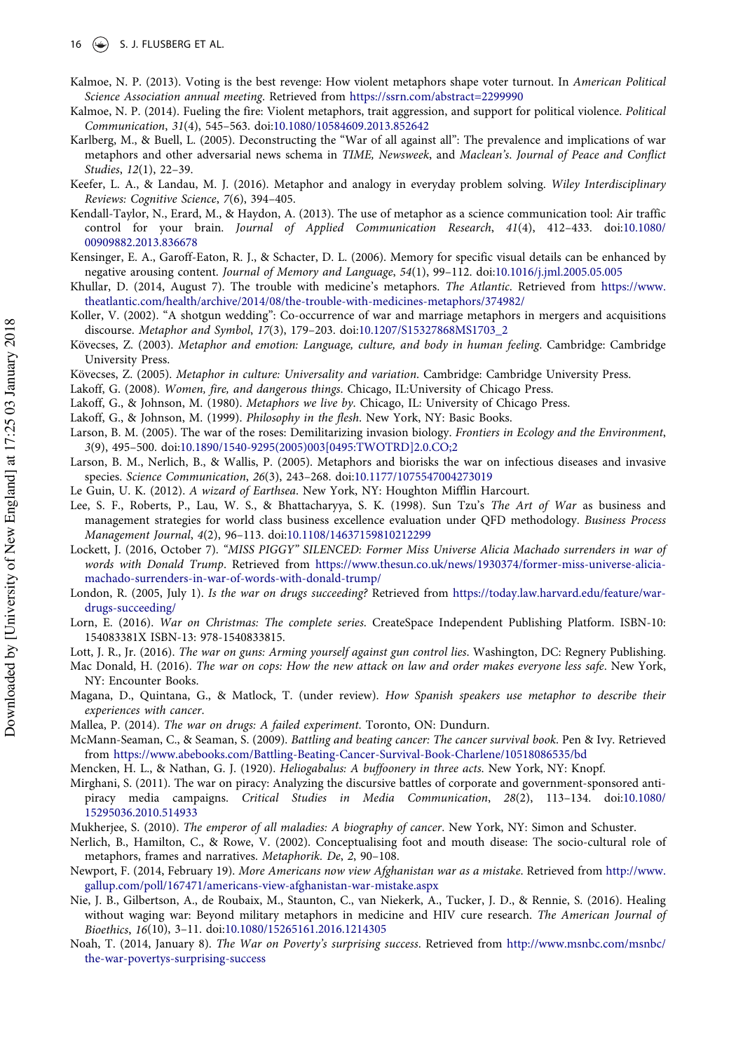Kalmoe, N. P. (2013). Voting is the best revenge: How violent metaphors shape voter turnout. In *American Political Science Association annual meeting*. Retrieved from https://ssrn.com/abstract=2299990

Kalmoe, N. P. (2014). Fueling the fire: Violent metaphors, trait aggression, and support for political violence. *Political Communication*, *31*(4), 545–563. doi:10.1080/10584609.2013.852642

Karlberg, M., & Buell, L. (2005). Deconstructing the "War of all against all": The prevalence and implications of war metaphors and other adversarial news schema in *TIME*, *Newsweek*, and *Maclean's*. *Journal of Peace and Conflict Studies*, *12*(1), 22–39.

Keefer, L. A., & Landau, M. J. (2016). Metaphor and analogy in everyday problem solving. *Wiley Interdisciplinary Reviews: Cognitive Science*, *7*(6), 394–405.

Kendall-Taylor, N., Erard, M., & Haydon, A. (2013). The use of metaphor as a science communication tool: Air traffic control for your brain. *Journal of Applied Communication Research*, *41*(4), 412–433. doi:10.1080/00909882.2013.836678

Kensinger, E. A., Garoff-Eaton, R. J., & Schacter, D. L. (2006). Memory for specific visual details can be enhanced by negative arousing content. *Journal of Memory and Language*, *54*(1), 99–112. doi:10.1016/j.jml.2005.05.005

Khullar, D. (2014, August 7). The trouble with medicine's metaphors. *The Atlantic*. Retrieved from https://www.theatlantic.com/health/archive/2014/08/the-trouble-with-medicines-metaphors/374982/

Koller, V. (2002). "A shotgun wedding": Co-occurrence of war and marriage metaphors in mergers and acquisitions discourse. *Metaphor and Symbol*, *17*(3), 179–203. doi:10.1207/S15327868MS1703_2

Kövecses, Z. (2003). *Metaphor and emotion: Language, culture, and body in human feeling*. Cambridge: Cambridge University Press.

Kövecses, Z. (2005). *Metaphor in culture: Universality and variation*. Cambridge: Cambridge University Press.

Lakoff, G. (2008). *Women, fire, and dangerous things*. Chicago, IL:University of Chicago Press.

Lakoff, G., & Johnson, M. (1980). *Metaphors we live by*. Chicago, IL: University of Chicago Press.

Lakoff, G., & Johnson, M. (1999). *Philosophy in the flesh*. New York, NY: Basic Books.

Larson, B. M. (2005). The war of the roses: Demilitarizing invasion biology. *Frontiers in Ecology and the Environment*, *3*(9), 495–500. doi:10.1890/1540-9295(2005)003[0495:TWOTRD]2.0.CO;2

Larson, B. M., Nerlich, B., & Wallis, P. (2005). Metaphors and biorisks the war on infectious diseases and invasive species. *Science Communication*, *26*(3), 243–268. doi:10.1177/1075547004273019

Le Guin, U. K. (2012). *A wizard of Earthsea*. New York, NY: Houghton Mifflin Harcourt.

Lee, S. F., Roberts, P., Lau, W. S., & Bhattacharyya, S. K. (1998). Sun Tzu's *The Art of War* as business and management strategies for world class business excellence evaluation under QFD methodology. *Business Process Management Journal*, *4*(2), 96–113. doi:10.1108/14637159810212299

Lockett, J. (2016, October 7). *"MISS PIGGY" SILENCED: Former Miss Universe Alicia Machado surrenders in war of words with Donald Trump*. Retrieved from https://www.thesun.co.uk/news/1930374/former-miss-universe-alicia-machado-surrenders-in-war-of-words-with-donald-trump/

London, R. (2005, July 1). *Is the war on drugs succeeding?* Retrieved from https://today.law.harvard.edu/feature/war-drugs-succeeding/

Lorn, E. (2016). *War on Christmas: The complete series*. CreateSpace Independent Publishing Platform. ISBN-10: 154083381X ISBN-13: 978-1540833815.

Lott, J. R., Jr. (2016). *The war on guns: Arming yourself against gun control lies*. Washington, DC: Regnery Publishing.

Mac Donald, H. (2016). *The war on cops: How the new attack on law and order makes everyone less safe*. New York, NY: Encounter Books.

Magana, D., Quintana, G., & Matlock, T. (under review). *How Spanish speakers use metaphor to describe their experiences with cancer*.

Mallea, P. (2014). *The war on drugs: A failed experiment*. Toronto, ON: Dundurn.

McMann-Seaman, C., & Seaman, S. (2009). *Battling and beating cancer: The cancer survival book*. Pen & Ivy. Retrieved from https://www.abebooks.com/Battling-Beating-Cancer-Survival-Book-Charlene/10518086535/bd

Mencken, H. L., & Nathan, G. J. (1920). *Heliogabalus: A buffoonery in three acts*. New York, NY: Knopf.

Mirghani, S. (2011). The war on piracy: Analyzing the discursive battles of corporate and government-sponsored anti-piracy media campaigns. *Critical Studies in Media Communication*, *28*(2), 113–134. doi:10.1080/15295036.2010.514933

Mukherjee, S. (2010). *The emperor of all maladies: A biography of cancer*. New York, NY: Simon and Schuster.

Nerlich, B., Hamilton, C., & Rowe, V. (2002). Conceptualising foot and mouth disease: The socio-cultural role of metaphors, frames and narratives. *Metaphorik. De*, *2*, 90–108.

Newport, F. (2014, February 19). *More Americans now view Afghanistan war as a mistake*. Retrieved from http://www.gallup.com/poll/167471/americans-view-afghanistan-war-mistake.aspx

Nie, J. B., Gilbertson, A., de Roubaix, M., Staunton, C., van Niekerk, A., Tucker, J. D., & Rennie, S. (2016). Healing without waging war: Beyond military metaphors in medicine and HIV cure research. *The American Journal of Bioethics*, *16*(10), 3–11. doi:10.1080/15265161.2016.1214305

Noah, T. (2014, January 8). *The War on Poverty's surprising success*. Retrieved from http://www.msnbc.com/msnbc/the-war-povertys-surprising-success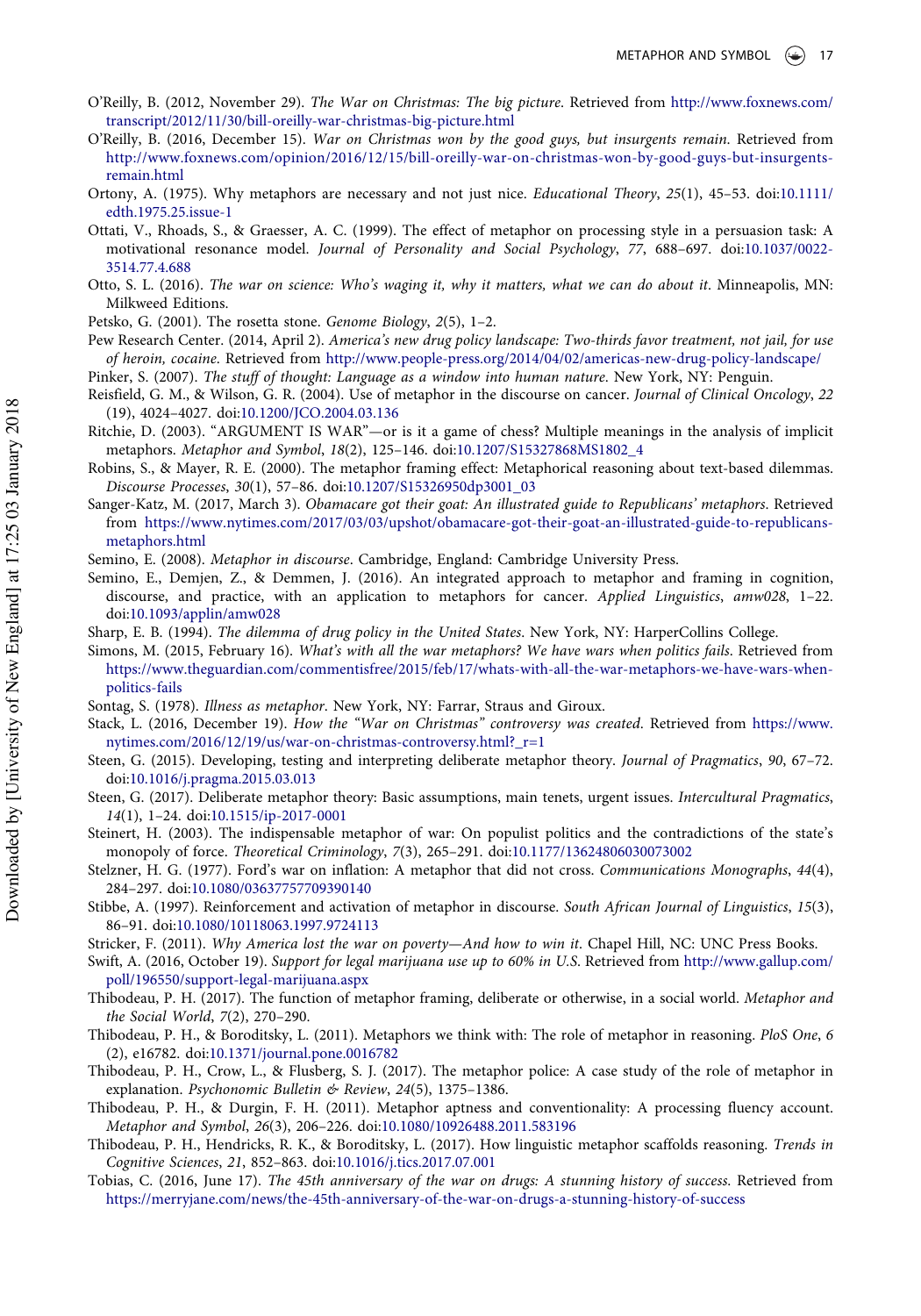O'Reilly, B. (2012, November 29). *The War on Christmas: The big picture*. Retrieved from http://www.foxnews.com/transcript/2012/11/30/bill-oreilly-war-christmas-big-picture.html

O'Reilly, B. (2016, December 15). *War on Christmas won by the good guys, but insurgents remain*. Retrieved from http://www.foxnews.com/opinion/2016/12/15/bill-oreilly-war-on-christmas-won-by-good-guys-but-insurgents-remain.html

Ortony, A. (1975). Why metaphors are necessary and not just nice. *Educational Theory*, *25*(1), 45–53. doi:10.1111/edth.1975.25.issue-1

Ottati, V., Rhoads, S., & Graesser, A. C. (1999). The effect of metaphor on processing style in a persuasion task: A motivational resonance model. *Journal of Personality and Social Psychology*, *77*, 688–697. doi:10.1037/0022-3514.77.4.688

Otto, S. L. (2016). *The war on science: Who's waging it, why it matters, what we can do about it*. Minneapolis, MN: Milkweed Editions.

Petsko, G. (2001). The rosetta stone. *Genome Biology*, *2*(5), 1–2.

Pew Research Center. (2014, April 2). *America's new drug policy landscape: Two-thirds favor treatment, not jail, for use of heroin, cocaine*. Retrieved from http://www.people-press.org/2014/04/02/americas-new-drug-policy-landscape/

Pinker, S. (2007). *The stuff of thought: Language as a window into human nature*. New York, NY: Penguin.

Reisfield, G. M., & Wilson, G. R. (2004). Use of metaphor in the discourse on cancer. *Journal of Clinical Oncology*, *22*(19), 4024–4027. doi:10.1200/JCO.2004.03.136

Ritchie, D. (2003). "ARGUMENT IS WAR"—or is it a game of chess? Multiple meanings in the analysis of implicit metaphors. *Metaphor and Symbol*, *18*(2), 125–146. doi:10.1207/S15327868MS1802_4

Robins, S., & Mayer, R. E. (2000). The metaphor framing effect: Metaphorical reasoning about text-based dilemmas. *Discourse Processes*, *30*(1), 57–86. doi:10.1207/S15326950dp3001_03

Sanger-Katz, M. (2017, March 3). *Obamacare got their goat: An illustrated guide to Republicans' metaphors*. Retrieved from https://www.nytimes.com/2017/03/03/upshot/obamacare-got-their-goat-an-illustrated-guide-to-republicans-metaphors.html

Semino, E. (2008). *Metaphor in discourse*. Cambridge, England: Cambridge University Press.

Semino, E., Demjen, Z., & Demmen, J. (2016). An integrated approach to metaphor and framing in cognition, discourse, and practice, with an application to metaphors for cancer. *Applied Linguistics*, *amw028*, 1–22. doi:10.1093/applin/amw028

Sharp, E. B. (1994). *The dilemma of drug policy in the United States*. New York, NY: HarperCollins College.

Simons, M. (2015, February 16). *What's with all the war metaphors? We have wars when politics fails*. Retrieved from https://www.theguardian.com/commentisfree/2015/feb/17/whats-with-all-the-war-metaphors-we-have-wars-when-politics-fails

Sontag, S. (1978). *Illness as metaphor*. New York, NY: Farrar, Straus and Giroux.

Stack, L. (2016, December 19). *How the "War on Christmas" controversy was created*. Retrieved from https://www.nytimes.com/2016/12/19/us/war-on-christmas-controversy.html?_r=1

Steen, G. (2015). Developing, testing and interpreting deliberate metaphor theory. *Journal of Pragmatics*, *90*, 67–72. doi:10.1016/j.pragma.2015.03.013

Steen, G. (2017). Deliberate metaphor theory: Basic assumptions, main tenets, urgent issues. *Intercultural Pragmatics*, *14*(1), 1–24. doi:10.1515/ip-2017-0001

Steinert, H. (2003). The indispensable metaphor of war: On populist politics and the contradictions of the state's monopoly of force. *Theoretical Criminology*, *7*(3), 265–291. doi:10.1177/13624806030073002

Stelzner, H. G. (1977). Ford's war on inflation: A metaphor that did not cross. *Communications Monographs*, *44*(4), 284–297. doi:10.1080/03637757709390140

Stibbe, A. (1997). Reinforcement and activation of metaphor in discourse. *South African Journal of Linguistics*, *15*(3), 86–91. doi:10.1080/10118063.1997.9724113

Stricker, F. (2011). *Why America lost the war on poverty—And how to win it*. Chapel Hill, NC: UNC Press Books.

Swift, A. (2016, October 19). *Support for legal marijuana use up to 60% in U.S.* Retrieved from http://www.gallup.com/poll/196550/support-legal-marijuana.aspx

Thibodeau, P. H. (2017). The function of metaphor framing, deliberate or otherwise, in a social world. *Metaphor and the Social World*, *7*(2), 270–290.

Thibodeau, P. H., & Boroditsky, L. (2011). Metaphors we think with: The role of metaphor in reasoning. *PloS One*, *6*(2), e16782. doi:10.1371/journal.pone.0016782

Thibodeau, P. H., Crow, L., & Flusberg, S. J. (2017). The metaphor police: A case study of the role of metaphor in explanation. *Psychonomic Bulletin & Review*, *24*(5), 1375–1386.

Thibodeau, P. H., & Durgin, F. H. (2011). Metaphor aptness and conventionality: A processing fluency account. *Metaphor and Symbol*, *26*(3), 206–226. doi:10.1080/10926488.2011.583196

Thibodeau, P. H., Hendricks, R. K., & Boroditsky, L. (2017). How linguistic metaphor scaffolds reasoning. *Trends in Cognitive Sciences*, *21*, 852–863. doi:10.1016/j.tics.2017.07.001

Tobias, C. (2016, June 17). *The 45th anniversary of the war on drugs: A stunning history of success*. Retrieved from https://merryjane.com/news/the-45th-anniversary-of-the-war-on-drugs-a-stunning-history-of-success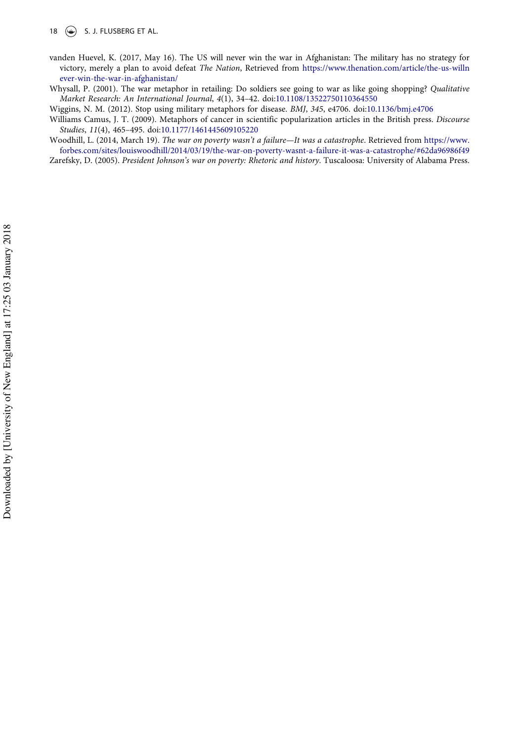vanden Huevel, K. (2017, May 16). The US will never win the war in Afghanistan: The military has no strategy for victory, merely a plan to avoid defeat *The Nation*, Retrieved from https://www.thenation.com/article/the-us-willnever-win-the-war-in-afghanistan/

Whysall, P. (2001). The war metaphor in retailing: Do soldiers see going to war as like going shopping? *Qualitative Market Research: An International Journal*, *4*(1), 34–42. doi:10.1108/13522750110364550

Wiggins, N. M. (2012). Stop using military metaphors for disease. *BMJ*, *345*, e4706. doi:10.1136/bmj.e4706

Williams Camus, J. T. (2009). Metaphors of cancer in scientific popularization articles in the British press. *Discourse Studies*, *11*(4), 465–495. doi:10.1177/1461445609105220

Woodhill, L. (2014, March 19). *The war on poverty wasn't a failure—It was a catastrophe*. Retrieved from https://www.forbes.com/sites/louiswoodhill/2014/03/19/the-war-on-poverty-wasnt-a-failure-it-was-a-catastrophe/#62da96986f49

Zarefsky, D. (2005). *President Johnson's war on poverty: Rhetoric and history*. Tuscaloosa: University of Alabama Press.